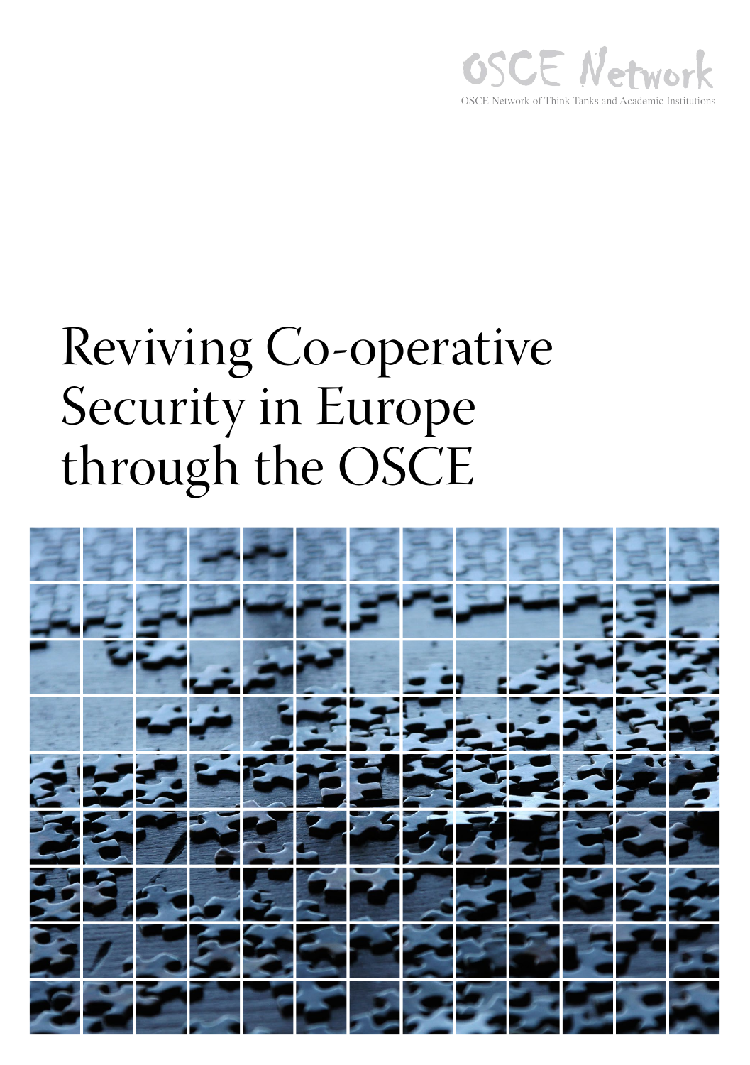OSCE Network

OSCE Network of Think Tanks and Academic Institutions

# Reviving Co-operative Security in Europe through the OSCE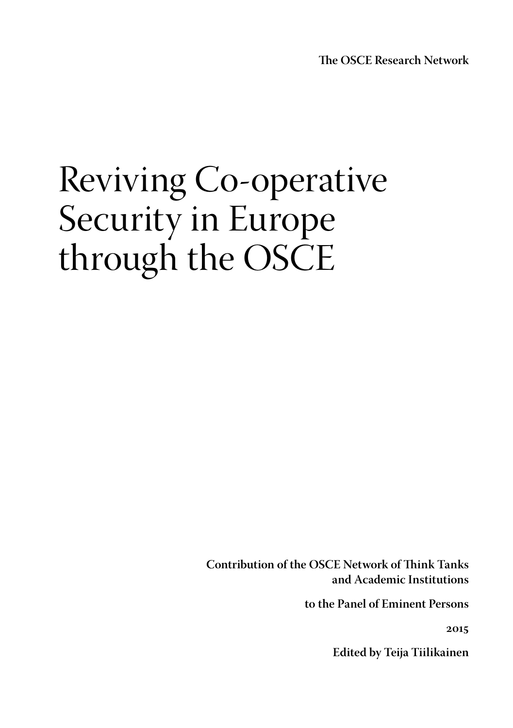**The OSCE Research Network**

# Reviving Co-operative Security in Europe through the OSCE

**Contribution of the OSCE Network of Think Tanks and Academic Institutions**

**to the Panel of Eminent Persons**

**2015**

**Edited by Teija Tiilikainen**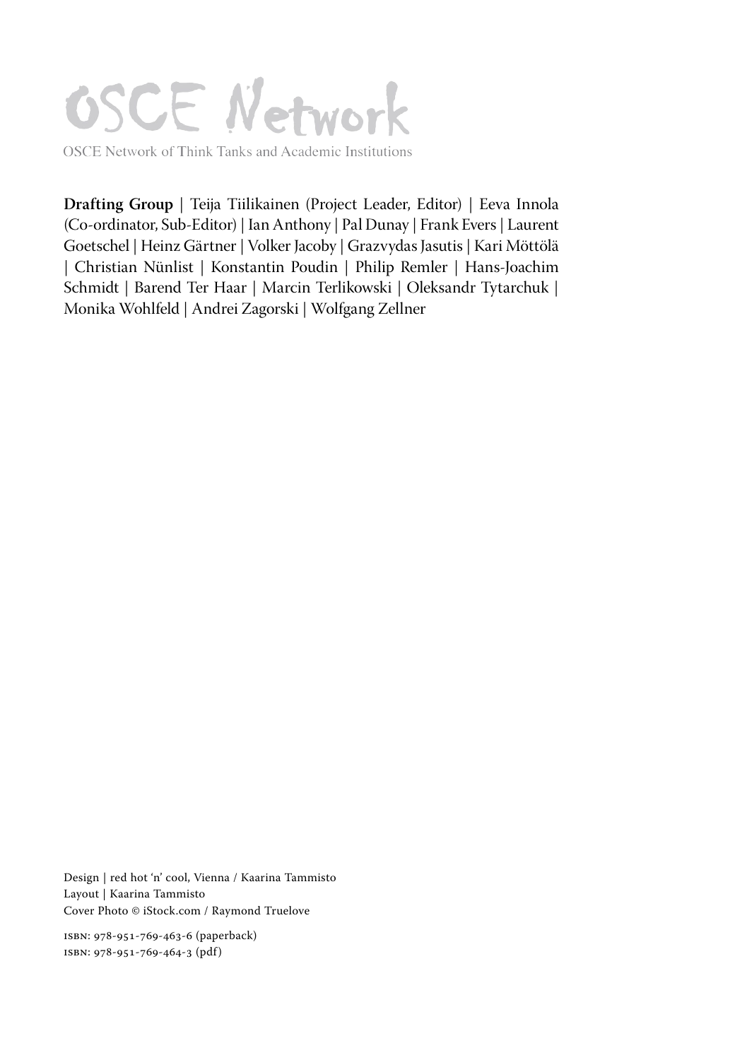OSCE Network

OSCE Network of Think Tanks and Academic Institutions

**Drafting Group** | Teija Tiilikainen (Project Leader, Editor) | Eeva Innola (Co-ordinator, Sub-Editor) | Ian Anthony | Pal Dunay | Frank Evers | Laurent Goetschel | Heinz Gärtner | Volker Jacoby | Grazvydas Jasutis | Kari Möttölä | Christian Nünlist | Konstantin Poudin | Philip Remler | Hans-Joachim Schmidt | Barend Ter Haar | Marcin Terlikowski | Oleksandr Tytarchuk | Monika Wohlfeld | Andrei Zagorski | Wolfgang Zellner

Design | red hot 'n' cool, Vienna / Kaarina Tammisto
Layout | Kaarina Tammisto
Cover Photo © iStock.com / Raymond Truelove

ISBN: 978-951-769-463-6 (paperback)
ISBN: 978-951-769-464-3 (pdf)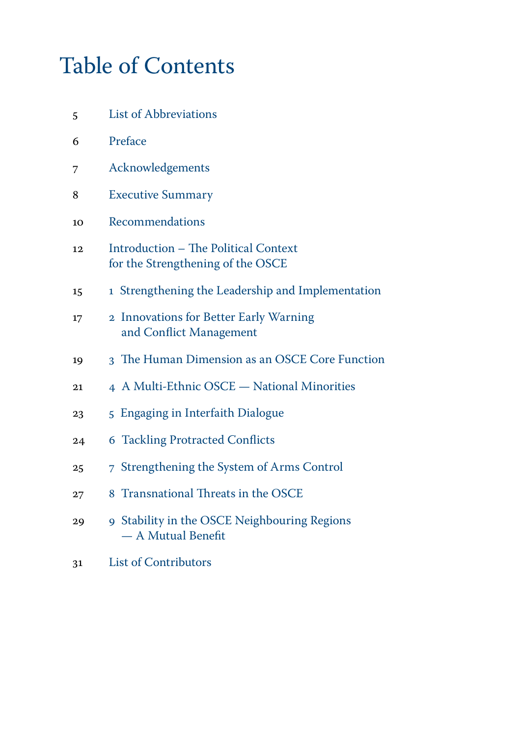# Table of Contents

| | |
|---|---|
| 5 | List of Abbreviations |
| 6 | Preface |
| 7 | Acknowledgements |
| 8 | Executive Summary |
| 10 | Recommendations |
| 12 | Introduction – The Political Context for the Strengthening of the OSCE |
| 15 | 1 Strengthening the Leadership and Implementation |
| 17 | 2 Innovations for Better Early Warning and Conflict Management |
| 19 | 3 The Human Dimension as an OSCE Core Function |
| 21 | 4 A Multi-Ethnic OSCE — National Minorities |
| 23 | 5 Engaging in Interfaith Dialogue |
| 24 | 6 Tackling Protracted Conflicts |
| 25 | 7 Strengthening the System of Arms Control |
| 27 | 8 Transnational Threats in the OSCE |
| 29 | 9 Stability in the OSCE Neighbouring Regions — A Mutual Benefit |
| 31 | List of Contributors |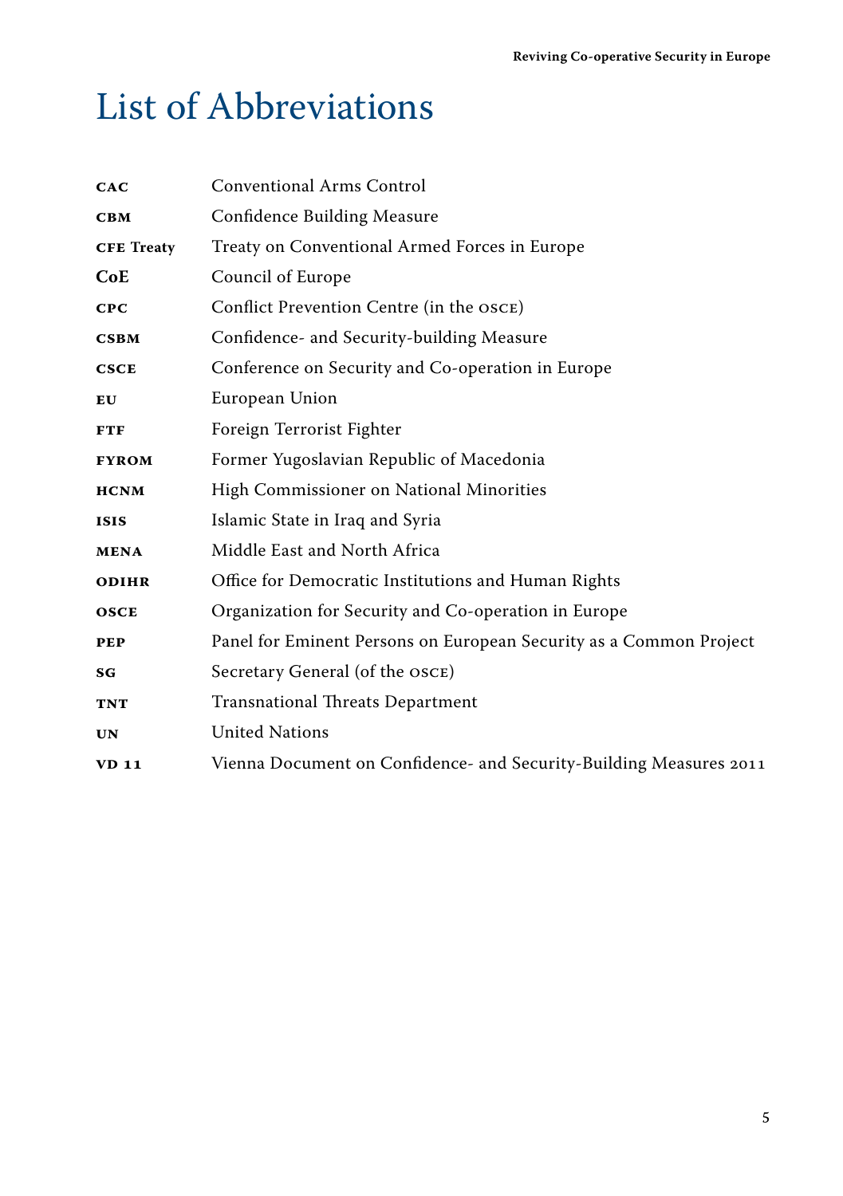# List of Abbreviations

| | |
|---|---|
| **CAC** | Conventional Arms Control |
| **CBM** | Confidence Building Measure |
| **CFE Treaty** | Treaty on Conventional Armed Forces in Europe |
| **CoE** | Council of Europe |
| **CPC** | Conflict Prevention Centre (in the OSCE) |
| **CSBM** | Confidence- and Security-building Measure |
| **CSCE** | Conference on Security and Co-operation in Europe |
| **EU** | European Union |
| **FTF** | Foreign Terrorist Fighter |
| **FYROM** | Former Yugoslavian Republic of Macedonia |
| **HCNM** | High Commissioner on National Minorities |
| **ISIS** | Islamic State in Iraq and Syria |
| **MENA** | Middle East and North Africa |
| **ODIHR** | Office for Democratic Institutions and Human Rights |
| **OSCE** | Organization for Security and Co-operation in Europe |
| **PEP** | Panel for Eminent Persons on European Security as a Common Project |
| **SG** | Secretary General (of the OSCE) |
| **TNT** | Transnational Threats Department |
| **UN** | United Nations |
| **VD 11** | Vienna Document on Confidence- and Security-Building Measures 2011 |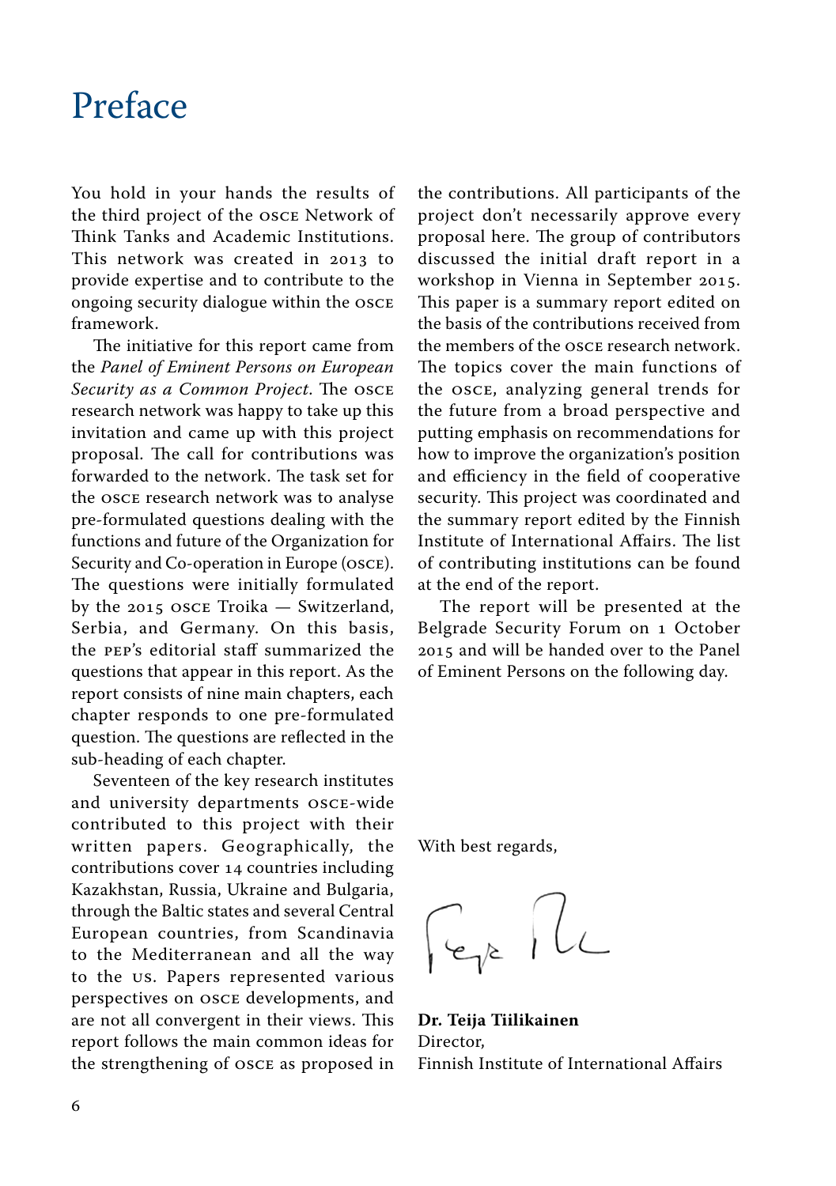# Preface

You hold in your hands the results of the third project of the OSCE Network of Think Tanks and Academic Institutions. This network was created in 2013 to provide expertise and to contribute to the ongoing security dialogue within the OSCE framework.

The initiative for this report came from the *Panel of Eminent Persons on European Security as a Common Project*. The OSCE research network was happy to take up this invitation and came up with this project proposal. The call for contributions was forwarded to the network. The task set for the OSCE research network was to analyse pre-formulated questions dealing with the functions and future of the Organization for Security and Co-operation in Europe (OSCE). The questions were initially formulated by the 2015 OSCE Troika — Switzerland, Serbia, and Germany. On this basis, the PEP's editorial staff summarized the questions that appear in this report. As the report consists of nine main chapters, each chapter responds to one pre-formulated question. The questions are reflected in the sub-heading of each chapter.

Seventeen of the key research institutes and university departments OSCE-wide contributed to this project with their written papers. Geographically, the contributions cover 14 countries including Kazakhstan, Russia, Ukraine and Bulgaria, through the Baltic states and several Central European countries, from Scandinavia to the Mediterranean and all the way to the US. Papers represented various perspectives on OSCE developments, and are not all convergent in their views. This report follows the main common ideas for the strengthening of OSCE as proposed in the contributions. All participants of the project don't necessarily approve every proposal here. The group of contributors discussed the initial draft report in a workshop in Vienna in September 2015. This paper is a summary report edited on the basis of the contributions received from the members of the OSCE research network. The topics cover the main functions of the OSCE, analyzing general trends for the future from a broad perspective and putting emphasis on recommendations for how to improve the organization's position and efficiency in the field of cooperative security. This project was coordinated and the summary report edited by the Finnish Institute of International Affairs. The list of contributing institutions can be found at the end of the report.

The report will be presented at the Belgrade Security Forum on 1 October 2015 and will be handed over to the Panel of Eminent Persons on the following day.

With best regards,

**Dr. Teija Tiilikainen**
Director,
Finnish Institute of International Affairs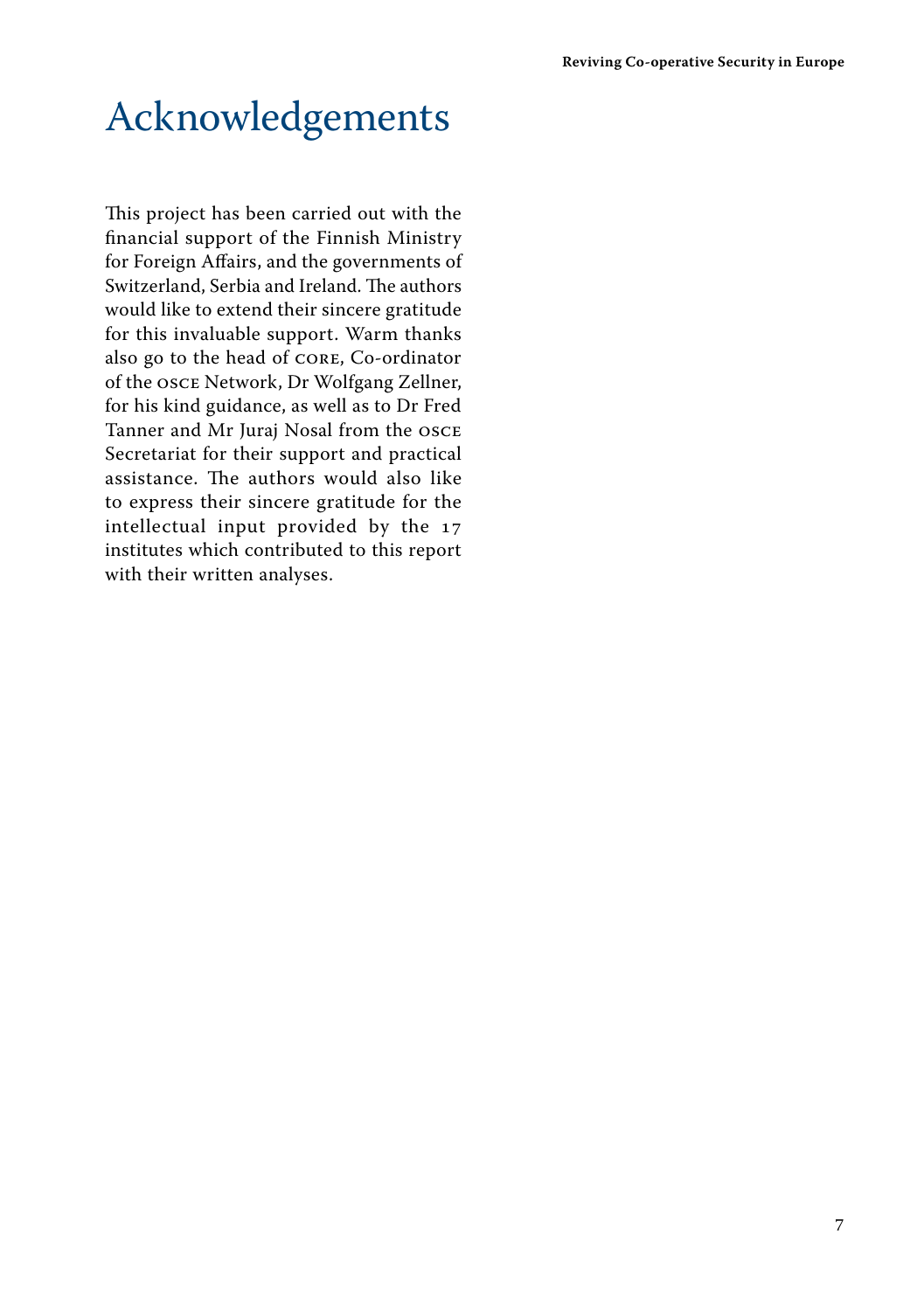# Acknowledgements

This project has been carried out with the financial support of the Finnish Ministry for Foreign Affairs, and the governments of Switzerland, Serbia and Ireland. The authors would like to extend their sincere gratitude for this invaluable support. Warm thanks also go to the head of CORE, Co-ordinator of the OSCE Network, Dr Wolfgang Zellner, for his kind guidance, as well as to Dr Fred Tanner and Mr Juraj Nosal from the OSCE Secretariat for their support and practical assistance. The authors would also like to express their sincere gratitude for the intellectual input provided by the 17 institutes which contributed to this report with their written analyses.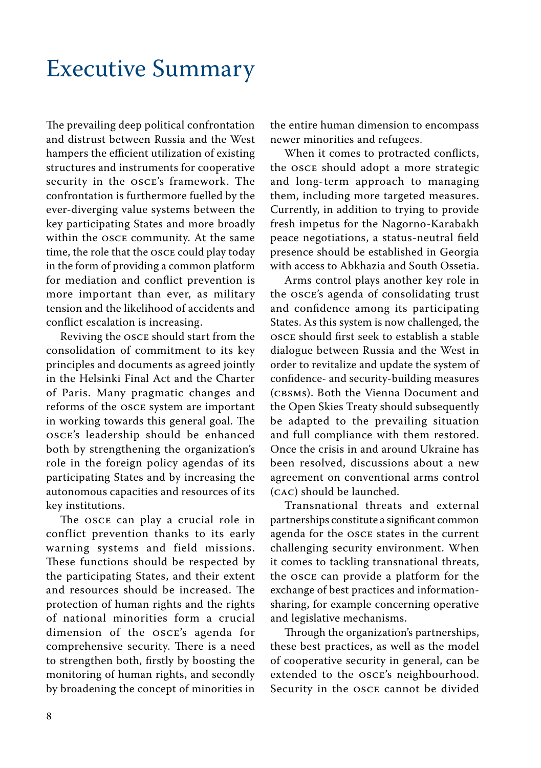# Executive Summary

The prevailing deep political confrontation and distrust between Russia and the West hampers the efficient utilization of existing structures and instruments for cooperative security in the OSCE's framework. The confrontation is furthermore fuelled by the ever-diverging value systems between the key participating States and more broadly within the OSCE community. At the same time, the role that the OSCE could play today in the form of providing a common platform for mediation and conflict prevention is more important than ever, as military tension and the likelihood of accidents and conflict escalation is increasing.

Reviving the OSCE should start from the consolidation of commitment to its key principles and documents as agreed jointly in the Helsinki Final Act and the Charter of Paris. Many pragmatic changes and reforms of the OSCE system are important in working towards this general goal. The OSCE's leadership should be enhanced both by strengthening the organization's role in the foreign policy agendas of its participating States and by increasing the autonomous capacities and resources of its key institutions.

The OSCE can play a crucial role in conflict prevention thanks to its early warning systems and field missions. These functions should be respected by the participating States, and their extent and resources should be increased. The protection of human rights and the rights of national minorities form a crucial dimension of the OSCE's agenda for comprehensive security. There is a need to strengthen both, firstly by boosting the monitoring of human rights, and secondly by broadening the concept of minorities in the entire human dimension to encompass newer minorities and refugees.

When it comes to protracted conflicts, the OSCE should adopt a more strategic and long-term approach to managing them, including more targeted measures. Currently, in addition to trying to provide fresh impetus for the Nagorno-Karabakh peace negotiations, a status-neutral field presence should be established in Georgia with access to Abkhazia and South Ossetia.

Arms control plays another key role in the OSCE's agenda of consolidating trust and confidence among its participating States. As this system is now challenged, the OSCE should first seek to establish a stable dialogue between Russia and the West in order to revitalize and update the system of confidence- and security-building measures (CBSMs). Both the Vienna Document and the Open Skies Treaty should subsequently be adapted to the prevailing situation and full compliance with them restored. Once the crisis in and around Ukraine has been resolved, discussions about a new agreement on conventional arms control (CAC) should be launched.

Transnational threats and external partnerships constitute a significant common agenda for the OSCE states in the current challenging security environment. When it comes to tackling transnational threats, the OSCE can provide a platform for the exchange of best practices and information-sharing, for example concerning operative and legislative mechanisms.

Through the organization's partnerships, these best practices, as well as the model of cooperative security in general, can be extended to the OSCE's neighbourhood. Security in the OSCE cannot be divided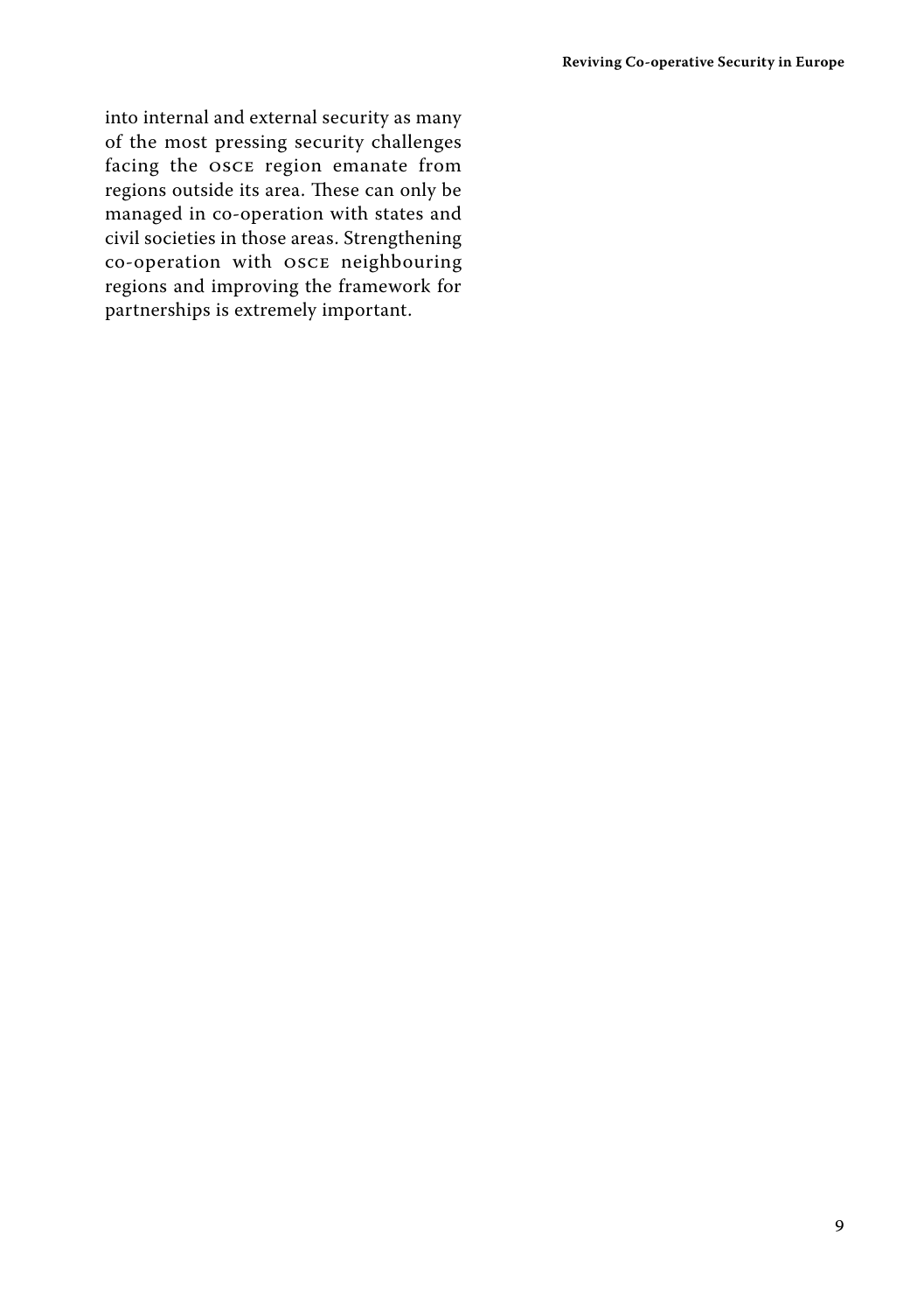into internal and external security as many of the most pressing security challenges facing the OSCE region emanate from regions outside its area. These can only be managed in co-operation with states and civil societies in those areas. Strengthening co-operation with OSCE neighbouring regions and improving the framework for partnerships is extremely important.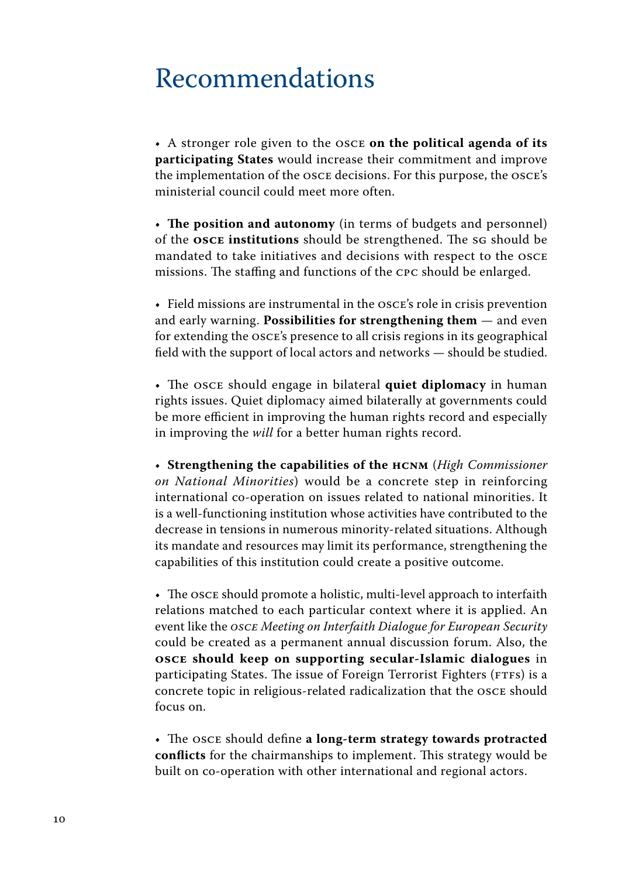# Recommendations

- A stronger role given to the OSCE **on the political agenda of its participating States** would increase their commitment and improve the implementation of the OSCE decisions. For this purpose, the OSCE's ministerial council could meet more often.

- **The position and autonomy** (in terms of budgets and personnel) of the **OSCE institutions** should be strengthened. The SG should be mandated to take initiatives and decisions with respect to the OSCE missions. The staffing and functions of the CPC should be enlarged.

- Field missions are instrumental in the OSCE's role in crisis prevention and early warning. **Possibilities for strengthening them** — and even for extending the OSCE's presence to all crisis regions in its geographical field with the support of local actors and networks — should be studied.

- The OSCE should engage in bilateral **quiet diplomacy** in human rights issues. Quiet diplomacy aimed bilaterally at governments could be more efficient in improving the human rights record and especially in improving the *will* for a better human rights record.

- **Strengthening the capabilities of the HCNM** (*High Commissioner on National Minorities*) would be a concrete step in reinforcing international co-operation on issues related to national minorities. It is a well-functioning institution whose activities have contributed to the decrease in tensions in numerous minority-related situations. Although its mandate and resources may limit its performance, strengthening the capabilities of this institution could create a positive outcome.

- The OSCE should promote a holistic, multi-level approach to interfaith relations matched to each particular context where it is applied. An event like the *OSCE Meeting on Interfaith Dialogue for European Security* could be created as a permanent annual discussion forum. Also, the **OSCE should keep on supporting secular-Islamic dialogues** in participating States. The issue of Foreign Terrorist Fighters (FTFs) is a concrete topic in religious-related radicalization that the OSCE should focus on.

- The OSCE should define **a long-term strategy towards protracted conflicts** for the chairmanships to implement. This strategy would be built on co-operation with other international and regional actors.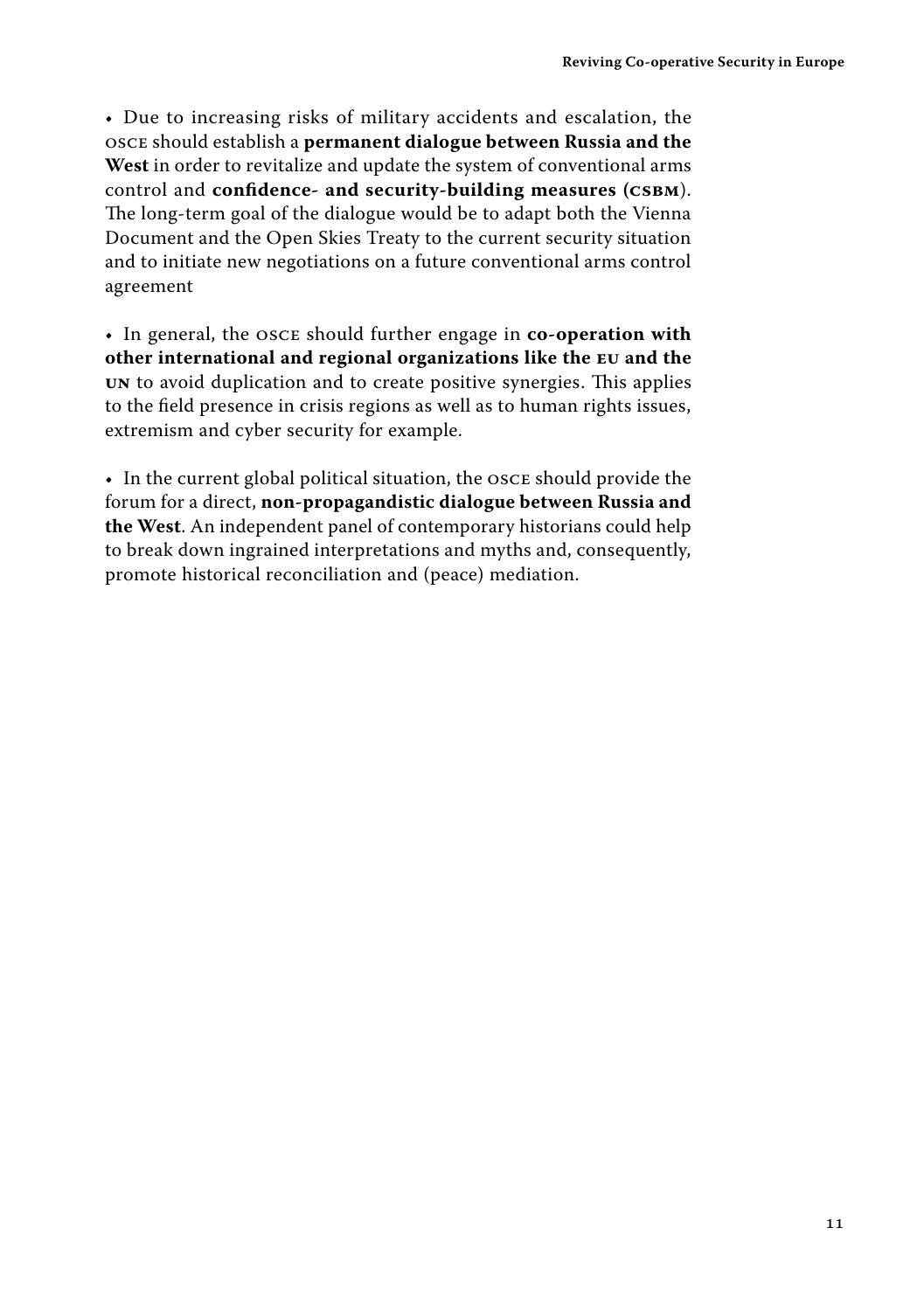- Due to increasing risks of military accidents and escalation, the OSCE should establish a **permanent dialogue between Russia and the West** in order to revitalize and update the system of conventional arms control and **confidence- and security-building measures (CSBM)**. The long-term goal of the dialogue would be to adapt both the Vienna Document and the Open Skies Treaty to the current security situation and to initiate new negotiations on a future conventional arms control agreement

- In general, the OSCE should further engage in **co-operation with other international and regional organizations like the EU and the UN** to avoid duplication and to create positive synergies. This applies to the field presence in crisis regions as well as to human rights issues, extremism and cyber security for example.

- In the current global political situation, the OSCE should provide the forum for a direct, **non-propagandistic dialogue between Russia and the West**. An independent panel of contemporary historians could help to break down ingrained interpretations and myths and, consequently, promote historical reconciliation and (peace) mediation.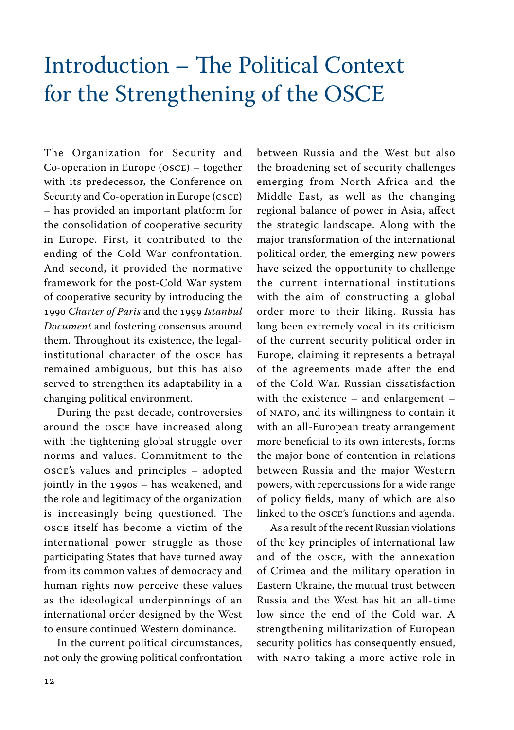# Introduction – The Political Context for the Strengthening of the OSCE

The Organization for Security and Co-operation in Europe (OSCE) – together with its predecessor, the Conference on Security and Co-operation in Europe (CSCE) – has provided an important platform for the consolidation of cooperative security in Europe. First, it contributed to the ending of the Cold War confrontation. And second, it provided the normative framework for the post-Cold War system of cooperative security by introducing the 1990 *Charter of Paris* and the 1999 *Istanbul Document* and fostering consensus around them. Throughout its existence, the legal-institutional character of the OSCE has remained ambiguous, but this has also served to strengthen its adaptability in a changing political environment.

During the past decade, controversies around the OSCE have increased along with the tightening global struggle over norms and values. Commitment to the OSCE's values and principles – adopted jointly in the 1990s – has weakened, and the role and legitimacy of the organization is increasingly being questioned. The OSCE itself has become a victim of the international power struggle as those participating States that have turned away from its common values of democracy and human rights now perceive these values as the ideological underpinnings of an international order designed by the West to ensure continued Western dominance.

In the current political circumstances, not only the growing political confrontation between Russia and the West but also the broadening set of security challenges emerging from North Africa and the Middle East, as well as the changing regional balance of power in Asia, affect the strategic landscape. Along with the major transformation of the international political order, the emerging new powers have seized the opportunity to challenge the current international institutions with the aim of constructing a global order more to their liking. Russia has long been extremely vocal in its criticism of the current security political order in Europe, claiming it represents a betrayal of the agreements made after the end of the Cold War. Russian dissatisfaction with the existence – and enlargement – of NATO, and its willingness to contain it with an all-European treaty arrangement more beneficial to its own interests, forms the major bone of contention in relations between Russia and the major Western powers, with repercussions for a wide range of policy fields, many of which are also linked to the OSCE's functions and agenda.

As a result of the recent Russian violations of the key principles of international law and of the OSCE, with the annexation of Crimea and the military operation in Eastern Ukraine, the mutual trust between Russia and the West has hit an all-time low since the end of the Cold war. A strengthening militarization of European security politics has consequently ensued, with NATO taking a more active role in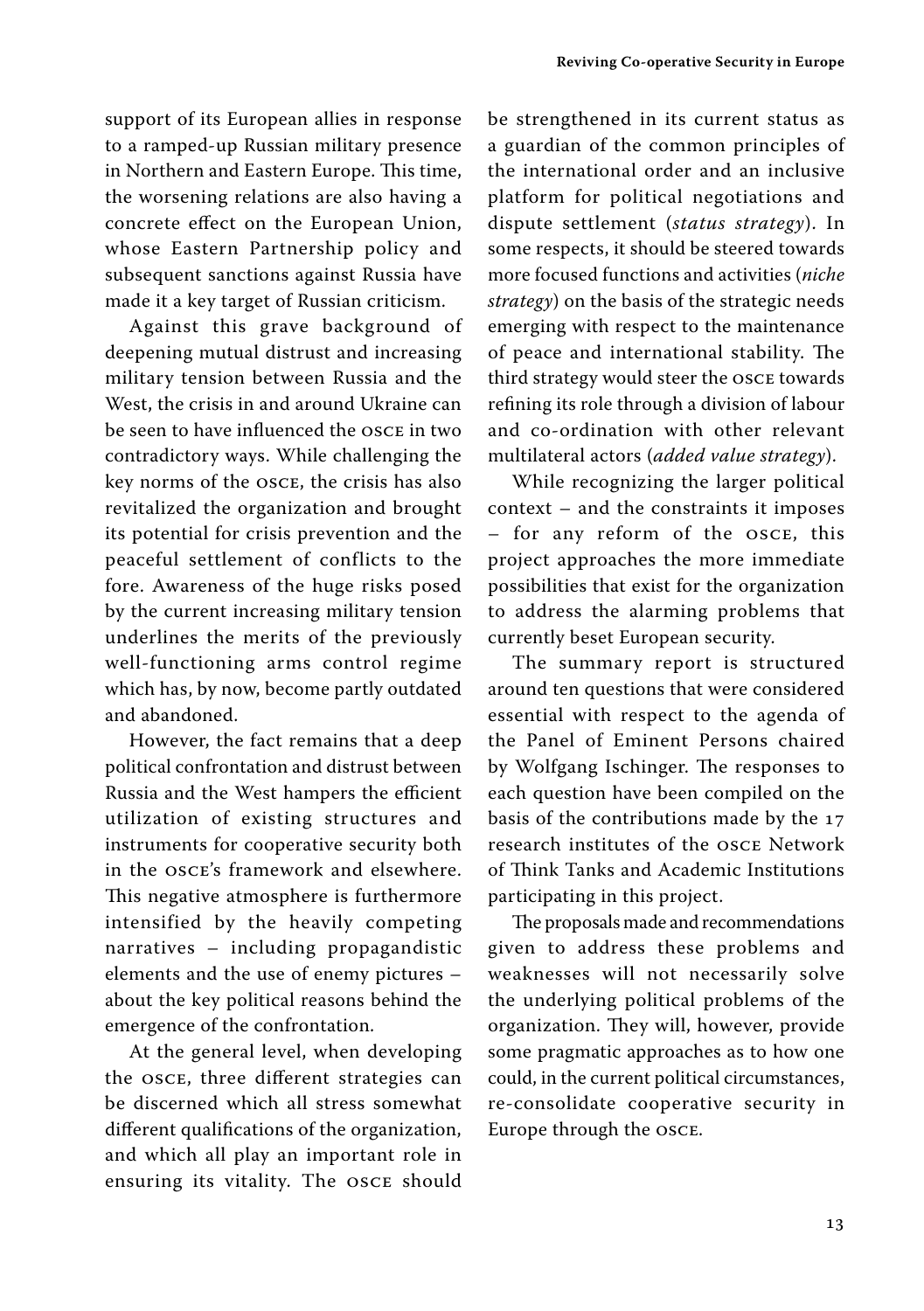support of its European allies in response to a ramped-up Russian military presence in Northern and Eastern Europe. This time, the worsening relations are also having a concrete effect on the European Union, whose Eastern Partnership policy and subsequent sanctions against Russia have made it a key target of Russian criticism.

Against this grave background of deepening mutual distrust and increasing military tension between Russia and the West, the crisis in and around Ukraine can be seen to have influenced the OSCE in two contradictory ways. While challenging the key norms of the OSCE, the crisis has also revitalized the organization and brought its potential for crisis prevention and the peaceful settlement of conflicts to the fore. Awareness of the huge risks posed by the current increasing military tension underlines the merits of the previously well-functioning arms control regime which has, by now, become partly outdated and abandoned.

However, the fact remains that a deep political confrontation and distrust between Russia and the West hampers the efficient utilization of existing structures and instruments for cooperative security both in the OSCE's framework and elsewhere. This negative atmosphere is furthermore intensified by the heavily competing narratives – including propagandistic elements and the use of enemy pictures – about the key political reasons behind the emergence of the confrontation.

At the general level, when developing the OSCE, three different strategies can be discerned which all stress somewhat different qualifications of the organization, and which all play an important role in ensuring its vitality. The OSCE should be strengthened in its current status as a guardian of the common principles of the international order and an inclusive platform for political negotiations and dispute settlement (*status strategy*). In some respects, it should be steered towards more focused functions and activities (*niche strategy*) on the basis of the strategic needs emerging with respect to the maintenance of peace and international stability. The third strategy would steer the OSCE towards refining its role through a division of labour and co-ordination with other relevant multilateral actors (*added value strategy*).

While recognizing the larger political context – and the constraints it imposes – for any reform of the OSCE, this project approaches the more immediate possibilities that exist for the organization to address the alarming problems that currently beset European security.

The summary report is structured around ten questions that were considered essential with respect to the agenda of the Panel of Eminent Persons chaired by Wolfgang Ischinger. The responses to each question have been compiled on the basis of the contributions made by the 17 research institutes of the OSCE Network of Think Tanks and Academic Institutions participating in this project.

The proposals made and recommendations given to address these problems and weaknesses will not necessarily solve the underlying political problems of the organization. They will, however, provide some pragmatic approaches as to how one could, in the current political circumstances, re-consolidate cooperative security in Europe through the OSCE.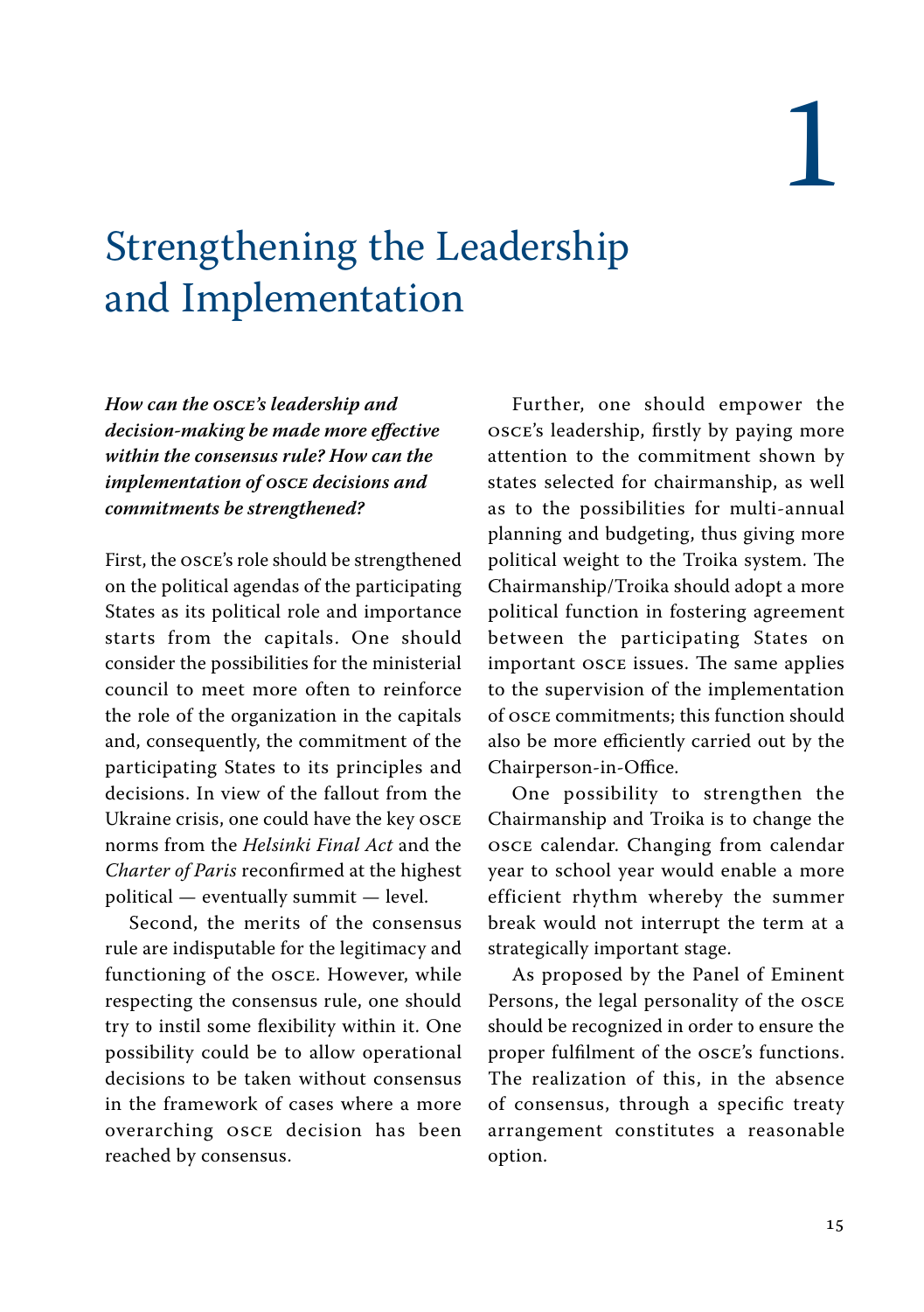# 1

# Strengthening the Leadership and Implementation

***How can the OSCE's leadership and decision-making be made more effective within the consensus rule? How can the implementation of OSCE decisions and commitments be strengthened?***

First, the OSCE's role should be strengthened on the political agendas of the participating States as its political role and importance starts from the capitals. One should consider the possibilities for the ministerial council to meet more often to reinforce the role of the organization in the capitals and, consequently, the commitment of the participating States to its principles and decisions. In view of the fallout from the Ukraine crisis, one could have the key OSCE norms from the *Helsinki Final Act* and the *Charter of Paris* reconfirmed at the highest political — eventually summit — level.

Second, the merits of the consensus rule are indisputable for the legitimacy and functioning of the OSCE. However, while respecting the consensus rule, one should try to instil some flexibility within it. One possibility could be to allow operational decisions to be taken without consensus in the framework of cases where a more overarching OSCE decision has been reached by consensus.

Further, one should empower the OSCE's leadership, firstly by paying more attention to the commitment shown by states selected for chairmanship, as well as to the possibilities for multi-annual planning and budgeting, thus giving more political weight to the Troika system. The Chairmanship/Troika should adopt a more political function in fostering agreement between the participating States on important OSCE issues. The same applies to the supervision of the implementation of OSCE commitments; this function should also be more efficiently carried out by the Chairperson-in-Office.

One possibility to strengthen the Chairmanship and Troika is to change the OSCE calendar. Changing from calendar year to school year would enable a more efficient rhythm whereby the summer break would not interrupt the term at a strategically important stage.

As proposed by the Panel of Eminent Persons, the legal personality of the OSCE should be recognized in order to ensure the proper fulfilment of the OSCE's functions. The realization of this, in the absence of consensus, through a specific treaty arrangement constitutes a reasonable option.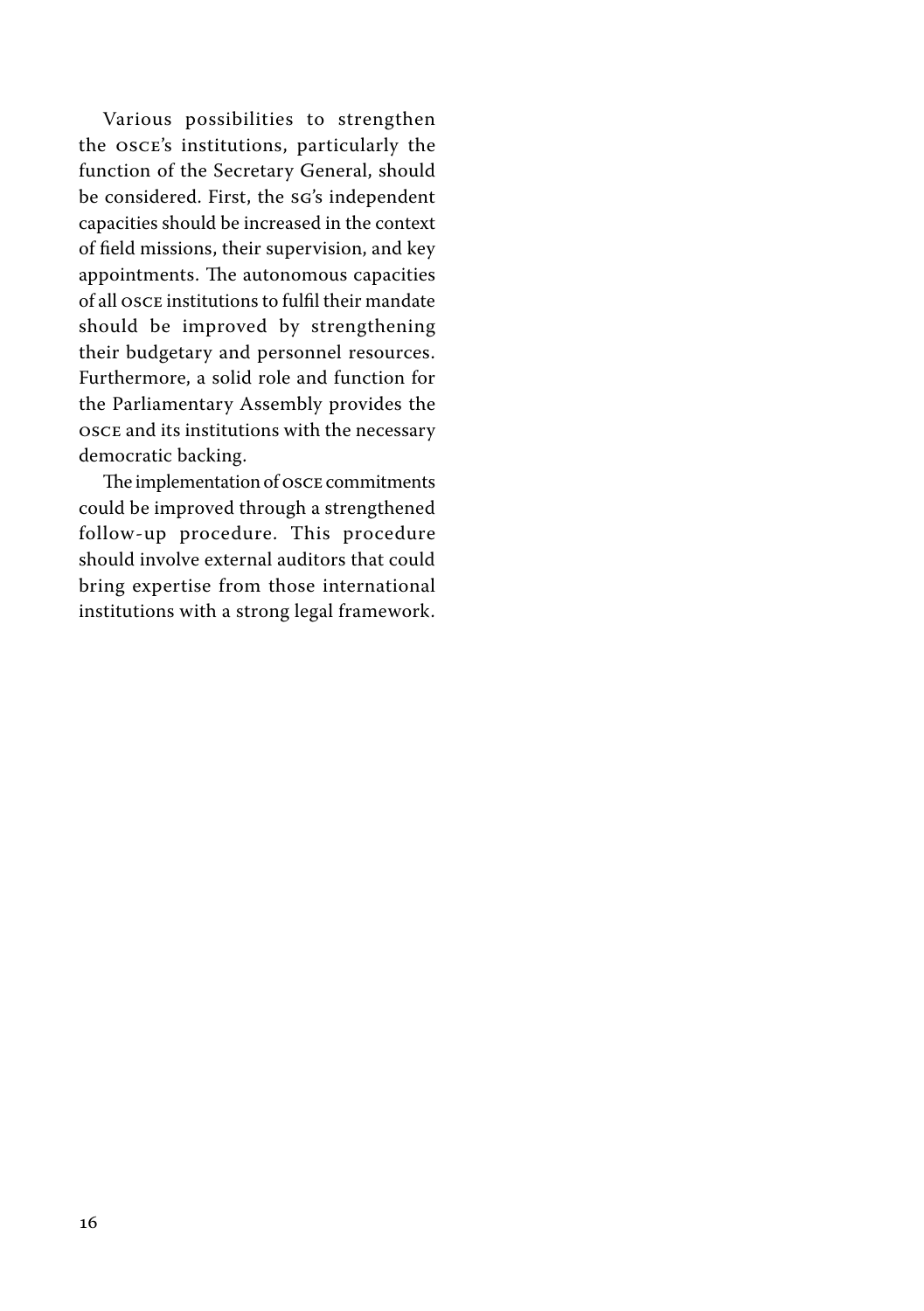Various possibilities to strengthen the OSCE's institutions, particularly the function of the Secretary General, should be considered. First, the SG's independent capacities should be increased in the context of field missions, their supervision, and key appointments. The autonomous capacities of all OSCE institutions to fulfil their mandate should be improved by strengthening their budgetary and personnel resources. Furthermore, a solid role and function for the Parliamentary Assembly provides the OSCE and its institutions with the necessary democratic backing.

The implementation of OSCE commitments could be improved through a strengthened follow-up procedure. This procedure should involve external auditors that could bring expertise from those international institutions with a strong legal framework.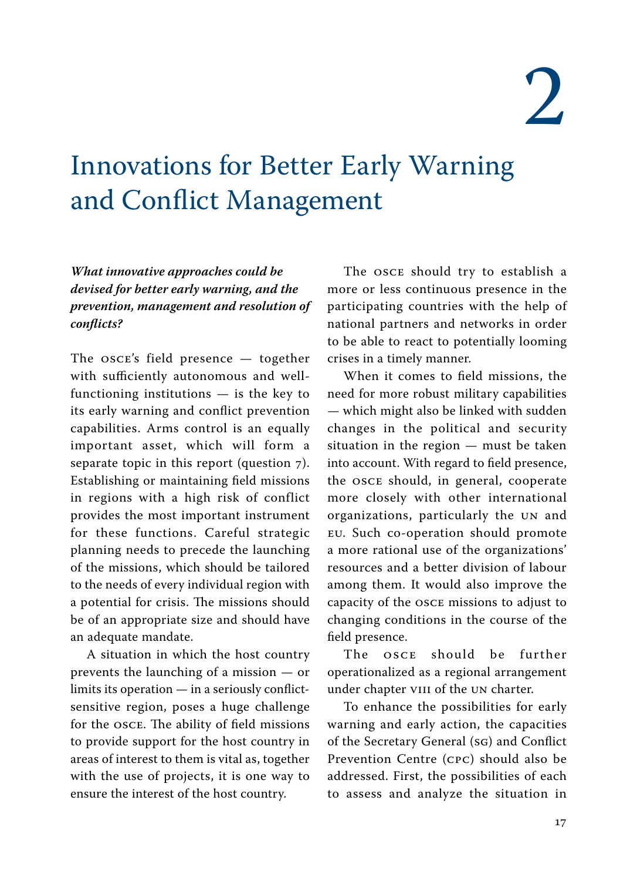# 2

# Innovations for Better Early Warning and Conflict Management

***What innovative approaches could be devised for better early warning, and the prevention, management and resolution of conflicts?***

The OSCE's field presence — together with sufficiently autonomous and well-functioning institutions — is the key to its early warning and conflict prevention capabilities. Arms control is an equally important asset, which will form a separate topic in this report (question 7). Establishing or maintaining field missions in regions with a high risk of conflict provides the most important instrument for these functions. Careful strategic planning needs to precede the launching of the missions, which should be tailored to the needs of every individual region with a potential for crisis. The missions should be of an appropriate size and should have an adequate mandate.

A situation in which the host country prevents the launching of a mission — or limits its operation — in a seriously conflict-sensitive region, poses a huge challenge for the OSCE. The ability of field missions to provide support for the host country in areas of interest to them is vital as, together with the use of projects, it is one way to ensure the interest of the host country.

The OSCE should try to establish a more or less continuous presence in the participating countries with the help of national partners and networks in order to be able to react to potentially looming crises in a timely manner.

When it comes to field missions, the need for more robust military capabilities — which might also be linked with sudden changes in the political and security situation in the region — must be taken into account. With regard to field presence, the OSCE should, in general, cooperate more closely with other international organizations, particularly the UN and EU. Such co-operation should promote a more rational use of the organizations' resources and a better division of labour among them. It would also improve the capacity of the OSCE missions to adjust to changing conditions in the course of the field presence.

The OSCE should be further operationalized as a regional arrangement under chapter VIII of the UN charter.

To enhance the possibilities for early warning and early action, the capacities of the Secretary General (SG) and Conflict Prevention Centre (CPC) should also be addressed. First, the possibilities of each to assess and analyze the situation in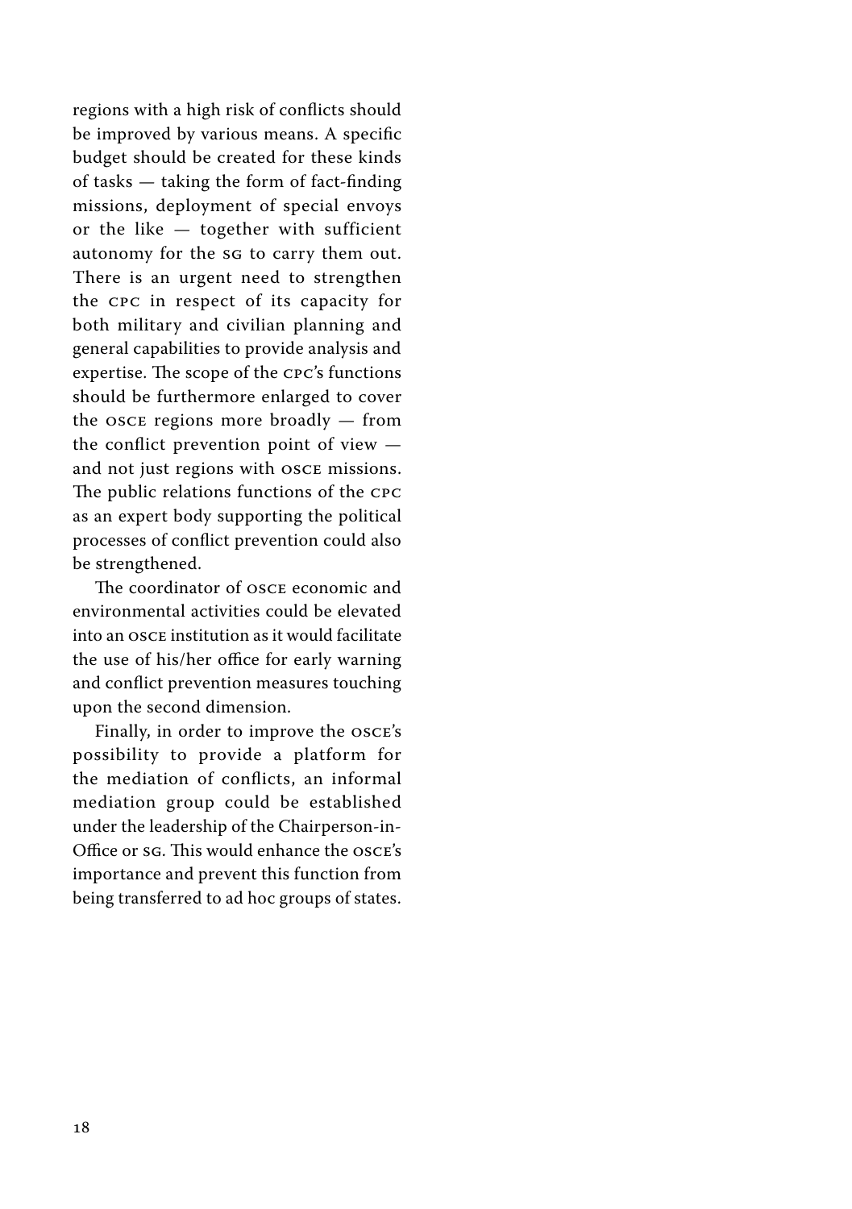regions with a high risk of conflicts should be improved by various means. A specific budget should be created for these kinds of tasks — taking the form of fact-finding missions, deployment of special envoys or the like — together with sufficient autonomy for the SG to carry them out. There is an urgent need to strengthen the CPC in respect of its capacity for both military and civilian planning and general capabilities to provide analysis and expertise. The scope of the CPC's functions should be furthermore enlarged to cover the OSCE regions more broadly — from the conflict prevention point of view — and not just regions with OSCE missions. The public relations functions of the CPC as an expert body supporting the political processes of conflict prevention could also be strengthened.

The coordinator of OSCE economic and environmental activities could be elevated into an OSCE institution as it would facilitate the use of his/her office for early warning and conflict prevention measures touching upon the second dimension.

Finally, in order to improve the OSCE's possibility to provide a platform for the mediation of conflicts, an informal mediation group could be established under the leadership of the Chairperson-in-Office or SG. This would enhance the OSCE's importance and prevent this function from being transferred to ad hoc groups of states.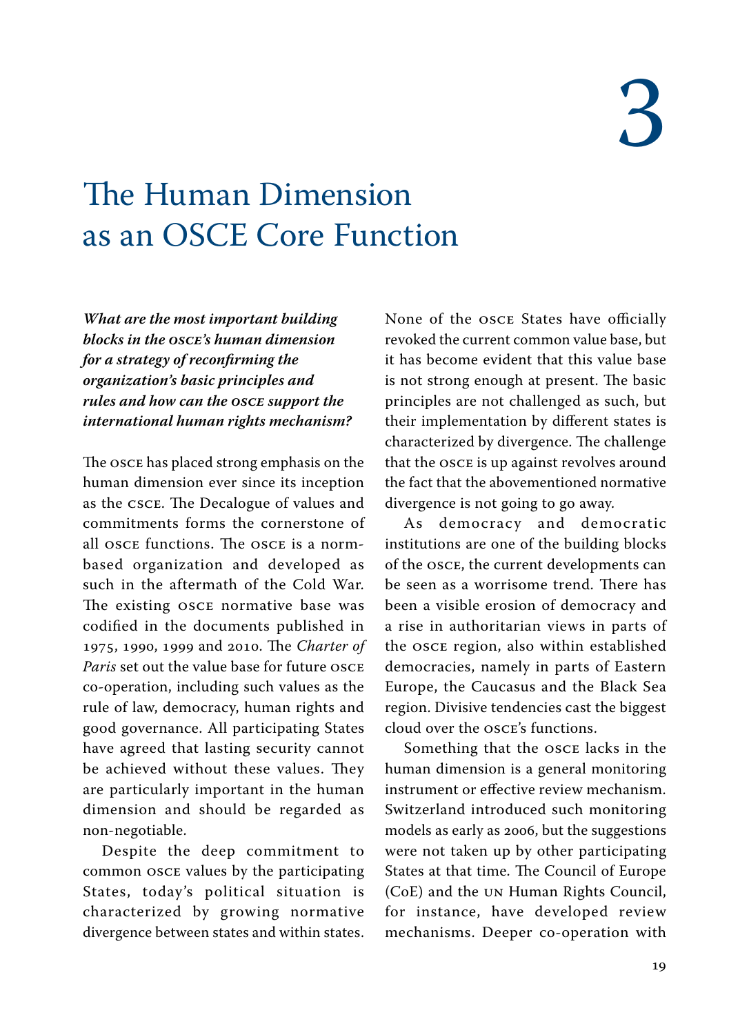# 3

# The Human Dimension as an OSCE Core Function

***What are the most important building blocks in the OSCE's human dimension for a strategy of reconfirming the organization's basic principles and rules and how can the OSCE support the international human rights mechanism?***

The OSCE has placed strong emphasis on the human dimension ever since its inception as the CSCE. The Decalogue of values and commitments forms the cornerstone of all OSCE functions. The OSCE is a norm-based organization and developed as such in the aftermath of the Cold War. The existing OSCE normative base was codified in the documents published in 1975, 1990, 1999 and 2010. The *Charter of Paris* set out the value base for future OSCE co-operation, including such values as the rule of law, democracy, human rights and good governance. All participating States have agreed that lasting security cannot be achieved without these values. They are particularly important in the human dimension and should be regarded as non-negotiable.

Despite the deep commitment to common OSCE values by the participating States, today's political situation is characterized by growing normative divergence between states and within states. None of the OSCE States have officially revoked the current common value base, but it has become evident that this value base is not strong enough at present. The basic principles are not challenged as such, but their implementation by different states is characterized by divergence. The challenge that the OSCE is up against revolves around the fact that the abovementioned normative divergence is not going to go away.

As democracy and democratic institutions are one of the building blocks of the OSCE, the current developments can be seen as a worrisome trend. There has been a visible erosion of democracy and a rise in authoritarian views in parts of the OSCE region, also within established democracies, namely in parts of Eastern Europe, the Caucasus and the Black Sea region. Divisive tendencies cast the biggest cloud over the OSCE's functions.

Something that the OSCE lacks in the human dimension is a general monitoring instrument or effective review mechanism. Switzerland introduced such monitoring models as early as 2006, but the suggestions were not taken up by other participating States at that time. The Council of Europe (CoE) and the UN Human Rights Council, for instance, have developed review mechanisms. Deeper co-operation with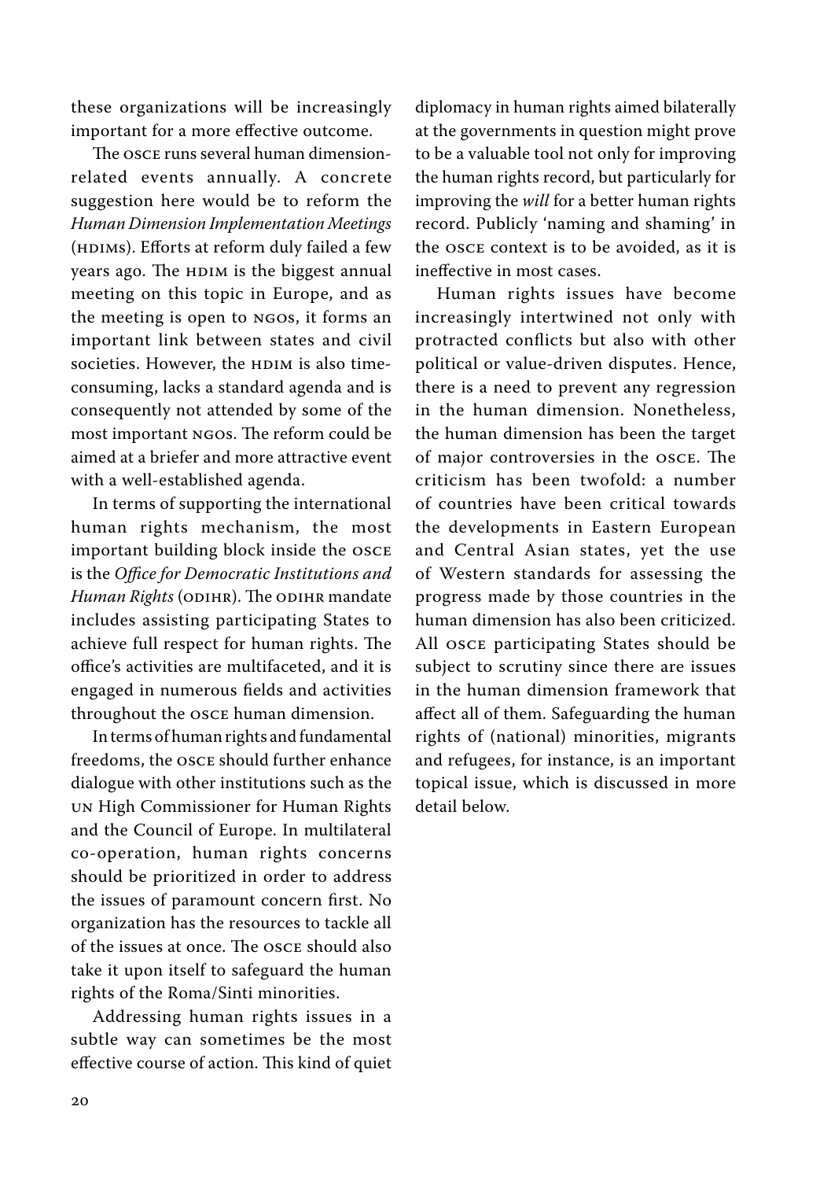these organizations will be increasingly important for a more effective outcome.

The OSCE runs several human dimension-related events annually. A concrete suggestion here would be to reform the *Human Dimension Implementation Meetings* (HDIMs). Efforts at reform duly failed a few years ago. The HDIM is the biggest annual meeting on this topic in Europe, and as the meeting is open to NGOs, it forms an important link between states and civil societies. However, the HDIM is also time-consuming, lacks a standard agenda and is consequently not attended by some of the most important NGOs. The reform could be aimed at a briefer and more attractive event with a well-established agenda.

In terms of supporting the international human rights mechanism, the most important building block inside the OSCE is the *Office for Democratic Institutions and Human Rights* (ODIHR). The ODIHR mandate includes assisting participating States to achieve full respect for human rights. The office's activities are multifaceted, and it is engaged in numerous fields and activities throughout the OSCE human dimension.

In terms of human rights and fundamental freedoms, the OSCE should further enhance dialogue with other institutions such as the UN High Commissioner for Human Rights and the Council of Europe. In multilateral co-operation, human rights concerns should be prioritized in order to address the issues of paramount concern first. No organization has the resources to tackle all of the issues at once. The OSCE should also take it upon itself to safeguard the human rights of the Roma/Sinti minorities.

Addressing human rights issues in a subtle way can sometimes be the most effective course of action. This kind of quiet diplomacy in human rights aimed bilaterally at the governments in question might prove to be a valuable tool not only for improving the human rights record, but particularly for improving the *will* for a better human rights record. Publicly 'naming and shaming' in the OSCE context is to be avoided, as it is ineffective in most cases.

Human rights issues have become increasingly intertwined not only with protracted conflicts but also with other political or value-driven disputes. Hence, there is a need to prevent any regression in the human dimension. Nonetheless, the human dimension has been the target of major controversies in the OSCE. The criticism has been twofold: a number of countries have been critical towards the developments in Eastern European and Central Asian states, yet the use of Western standards for assessing the progress made by those countries in the human dimension has also been criticized. All OSCE participating States should be subject to scrutiny since there are issues in the human dimension framework that affect all of them. Safeguarding the human rights of (national) minorities, migrants and refugees, for instance, is an important topical issue, which is discussed in more detail below.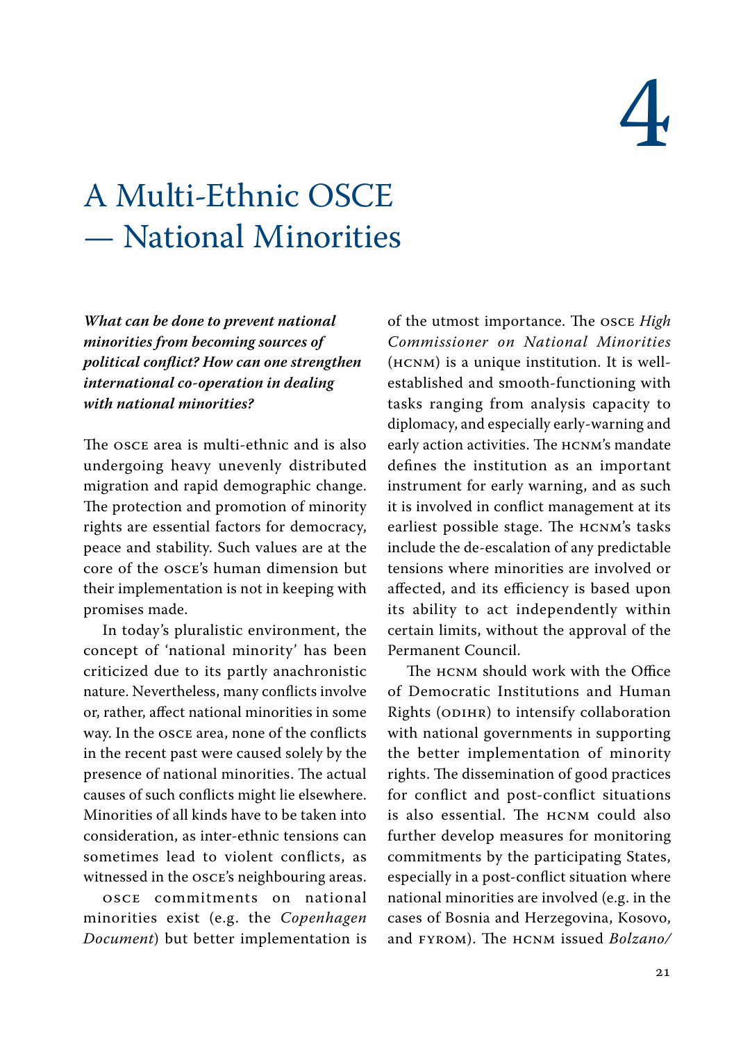4

# A Multi-Ethnic OSCE — National Minorities

***What can be done to prevent national minorities from becoming sources of political conflict? How can one strengthen international co-operation in dealing with national minorities?***

The OSCE area is multi-ethnic and is also undergoing heavy unevenly distributed migration and rapid demographic change. The protection and promotion of minority rights are essential factors for democracy, peace and stability. Such values are at the core of the OSCE's human dimension but their implementation is not in keeping with promises made.

In today's pluralistic environment, the concept of 'national minority' has been criticized due to its partly anachronistic nature. Nevertheless, many conflicts involve or, rather, affect national minorities in some way. In the OSCE area, none of the conflicts in the recent past were caused solely by the presence of national minorities. The actual causes of such conflicts might lie elsewhere. Minorities of all kinds have to be taken into consideration, as inter-ethnic tensions can sometimes lead to violent conflicts, as witnessed in the OSCE's neighbouring areas.

OSCE commitments on national minorities exist (e.g. the *Copenhagen Document*) but better implementation is of the utmost importance. The OSCE *High Commissioner on National Minorities* (HCNM) is a unique institution. It is well-established and smooth-functioning with tasks ranging from analysis capacity to diplomacy, and especially early-warning and early action activities. The HCNM's mandate defines the institution as an important instrument for early warning, and as such it is involved in conflict management at its earliest possible stage. The HCNM's tasks include the de-escalation of any predictable tensions where minorities are involved or affected, and its efficiency is based upon its ability to act independently within certain limits, without the approval of the Permanent Council.

The HCNM should work with the Office of Democratic Institutions and Human Rights (ODIHR) to intensify collaboration with national governments in supporting the better implementation of minority rights. The dissemination of good practices for conflict and post-conflict situations is also essential. The HCNM could also further develop measures for monitoring commitments by the participating States, especially in a post-conflict situation where national minorities are involved (e.g. in the cases of Bosnia and Herzegovina, Kosovo, and FYROM). The HCNM issued *Bolzano/*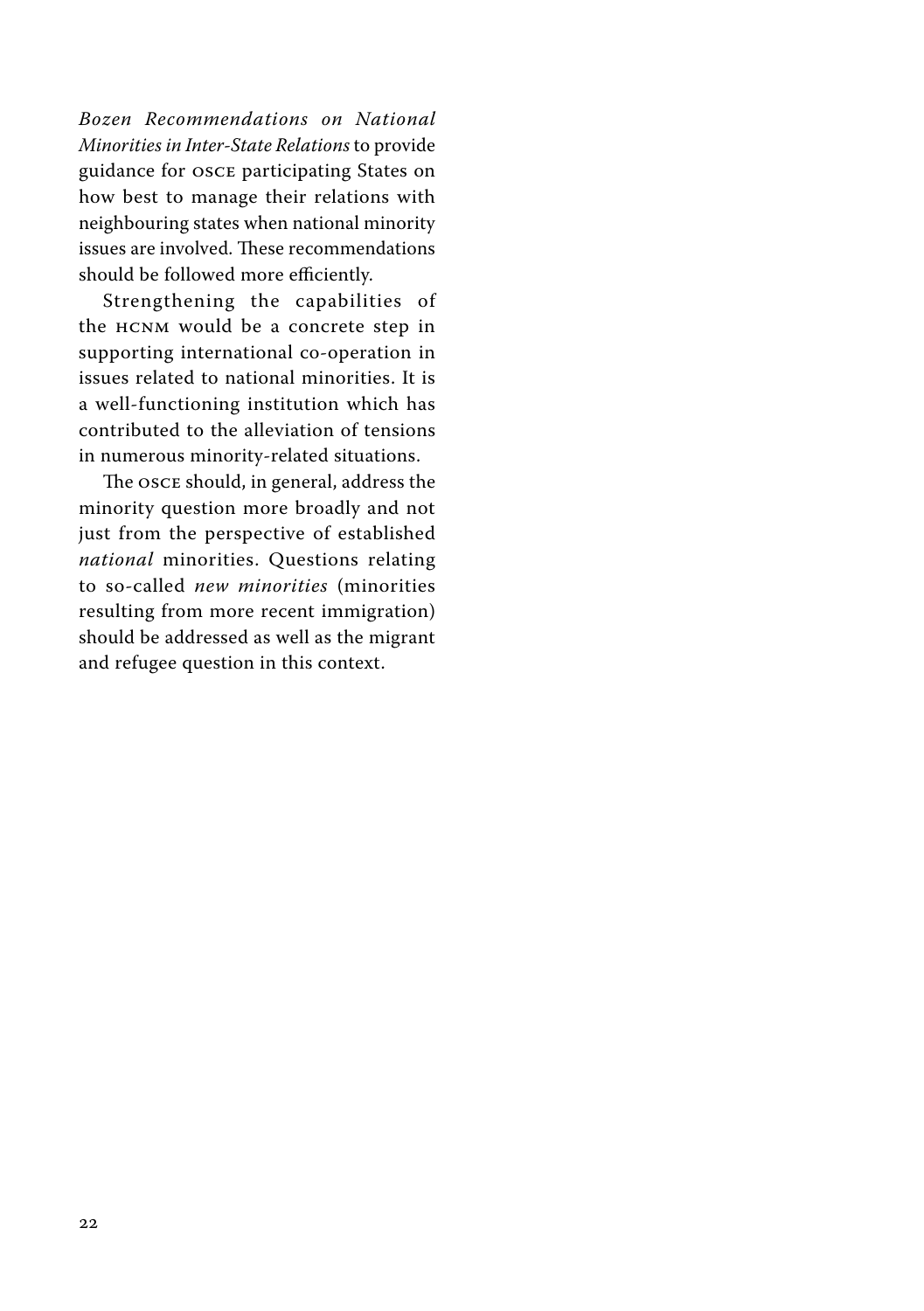*Bozen Recommendations on National Minorities in Inter-State Relations* to provide guidance for OSCE participating States on how best to manage their relations with neighbouring states when national minority issues are involved. These recommendations should be followed more efficiently.

Strengthening the capabilities of the HCNM would be a concrete step in supporting international co-operation in issues related to national minorities. It is a well-functioning institution which has contributed to the alleviation of tensions in numerous minority-related situations.

The OSCE should, in general, address the minority question more broadly and not just from the perspective of established *national* minorities. Questions relating to so-called *new minorities* (minorities resulting from more recent immigration) should be addressed as well as the migrant and refugee question in this context.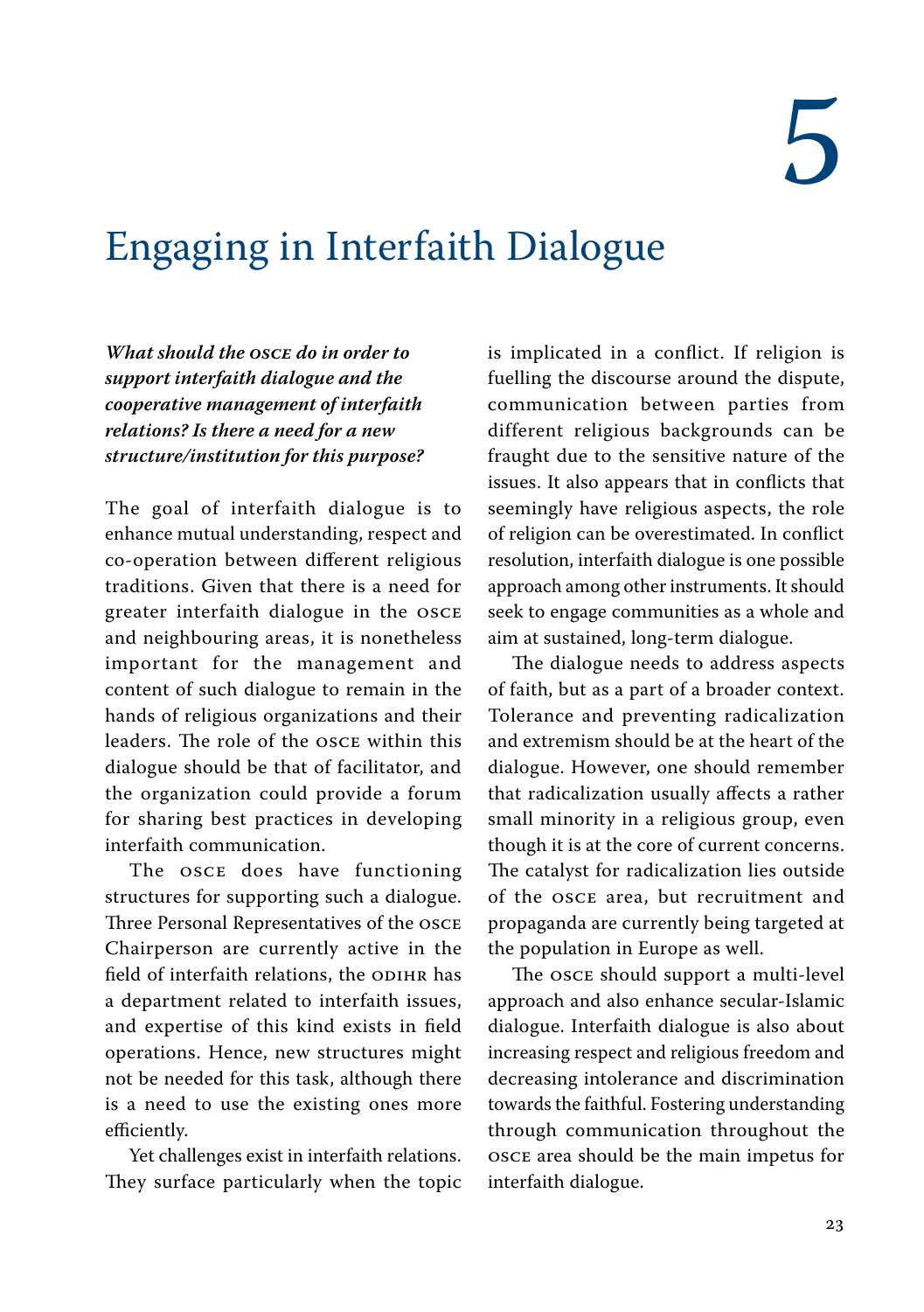# 5

# Engaging in Interfaith Dialogue

***What should the OSCE do in order to support interfaith dialogue and the cooperative management of interfaith relations? Is there a need for a new structure/institution for this purpose?***

The goal of interfaith dialogue is to enhance mutual understanding, respect and co-operation between different religious traditions. Given that there is a need for greater interfaith dialogue in the OSCE and neighbouring areas, it is nonetheless important for the management and content of such dialogue to remain in the hands of religious organizations and their leaders. The role of the OSCE within this dialogue should be that of facilitator, and the organization could provide a forum for sharing best practices in developing interfaith communication.

The OSCE does have functioning structures for supporting such a dialogue. Three Personal Representatives of the OSCE Chairperson are currently active in the field of interfaith relations, the ODIHR has a department related to interfaith issues, and expertise of this kind exists in field operations. Hence, new structures might not be needed for this task, although there is a need to use the existing ones more efficiently.

Yet challenges exist in interfaith relations. They surface particularly when the topic is implicated in a conflict. If religion is fuelling the discourse around the dispute, communication between parties from different religious backgrounds can be fraught due to the sensitive nature of the issues. It also appears that in conflicts that seemingly have religious aspects, the role of religion can be overestimated. In conflict resolution, interfaith dialogue is one possible approach among other instruments. It should seek to engage communities as a whole and aim at sustained, long-term dialogue.

The dialogue needs to address aspects of faith, but as a part of a broader context. Tolerance and preventing radicalization and extremism should be at the heart of the dialogue. However, one should remember that radicalization usually affects a rather small minority in a religious group, even though it is at the core of current concerns. The catalyst for radicalization lies outside of the OSCE area, but recruitment and propaganda are currently being targeted at the population in Europe as well.

The OSCE should support a multi-level approach and also enhance secular-Islamic dialogue. Interfaith dialogue is also about increasing respect and religious freedom and decreasing intolerance and discrimination towards the faithful. Fostering understanding through communication throughout the OSCE area should be the main impetus for interfaith dialogue.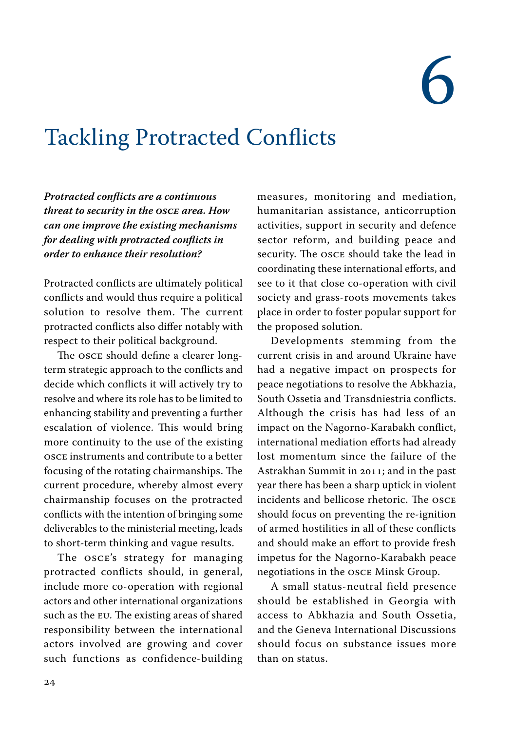# 6

# Tackling Protracted Conflicts

***Protracted conflicts are a continuous threat to security in the OSCE area. How can one improve the existing mechanisms for dealing with protracted conflicts in order to enhance their resolution?***

Protracted conflicts are ultimately political conflicts and would thus require a political solution to resolve them. The current protracted conflicts also differ notably with respect to their political background.

The OSCE should define a clearer long-term strategic approach to the conflicts and decide which conflicts it will actively try to resolve and where its role has to be limited to enhancing stability and preventing a further escalation of violence. This would bring more continuity to the use of the existing OSCE instruments and contribute to a better focusing of the rotating chairmanships. The current procedure, whereby almost every chairmanship focuses on the protracted conflicts with the intention of bringing some deliverables to the ministerial meeting, leads to short-term thinking and vague results.

The OSCE's strategy for managing protracted conflicts should, in general, include more co-operation with regional actors and other international organizations such as the EU. The existing areas of shared responsibility between the international actors involved are growing and cover such functions as confidence-building measures, monitoring and mediation, humanitarian assistance, anticorruption activities, support in security and defence sector reform, and building peace and security. The OSCE should take the lead in coordinating these international efforts, and see to it that close co-operation with civil society and grass-roots movements takes place in order to foster popular support for the proposed solution.

Developments stemming from the current crisis in and around Ukraine have had a negative impact on prospects for peace negotiations to resolve the Abkhazia, South Ossetia and Transdniestria conflicts. Although the crisis has had less of an impact on the Nagorno-Karabakh conflict, international mediation efforts had already lost momentum since the failure of the Astrakhan Summit in 2011; and in the past year there has been a sharp uptick in violent incidents and bellicose rhetoric. The OSCE should focus on preventing the re-ignition of armed hostilities in all of these conflicts and should make an effort to provide fresh impetus for the Nagorno-Karabakh peace negotiations in the OSCE Minsk Group.

A small status-neutral field presence should be established in Georgia with access to Abkhazia and South Ossetia, and the Geneva International Discussions should focus on substance issues more than on status.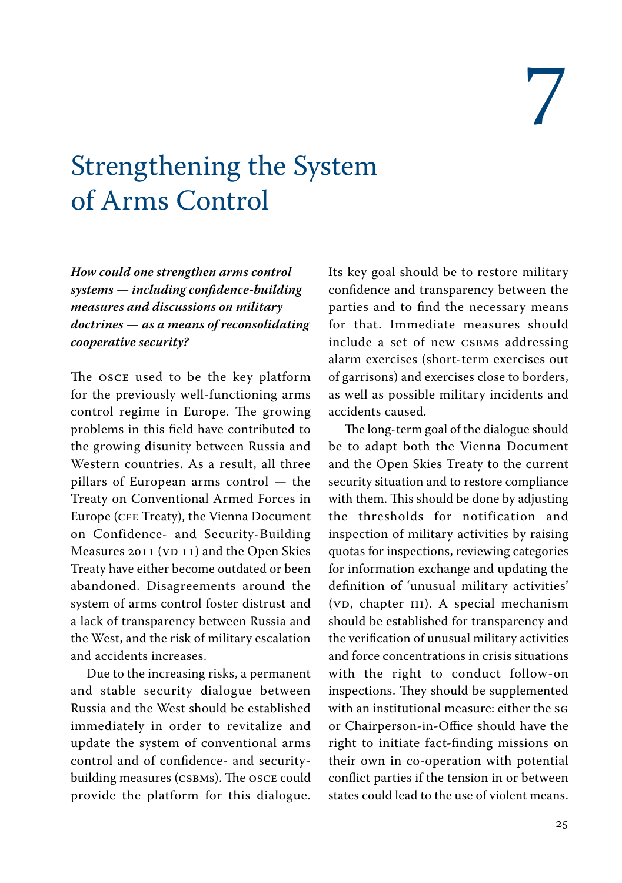# 7

# Strengthening the System of Arms Control

***How could one strengthen arms control systems — including confidence-building measures and discussions on military doctrines — as a means of reconsolidating cooperative security?***

The OSCE used to be the key platform for the previously well-functioning arms control regime in Europe. The growing problems in this field have contributed to the growing disunity between Russia and Western countries. As a result, all three pillars of European arms control — the Treaty on Conventional Armed Forces in Europe (CFE Treaty), the Vienna Document on Confidence- and Security-Building Measures 2011 (VD 11) and the Open Skies Treaty have either become outdated or been abandoned. Disagreements around the system of arms control foster distrust and a lack of transparency between Russia and the West, and the risk of military escalation and accidents increases.

Due to the increasing risks, a permanent and stable security dialogue between Russia and the West should be established immediately in order to revitalize and update the system of conventional arms control and of confidence- and security-building measures (CSBMs). The OSCE could provide the platform for this dialogue. Its key goal should be to restore military confidence and transparency between the parties and to find the necessary means for that. Immediate measures should include a set of new CSBMs addressing alarm exercises (short-term exercises out of garrisons) and exercises close to borders, as well as possible military incidents and accidents caused.

The long-term goal of the dialogue should be to adapt both the Vienna Document and the Open Skies Treaty to the current security situation and to restore compliance with them. This should be done by adjusting the thresholds for notification and inspection of military activities by raising quotas for inspections, reviewing categories for information exchange and updating the definition of 'unusual military activities' (VD, chapter III). A special mechanism should be established for transparency and the verification of unusual military activities and force concentrations in crisis situations with the right to conduct follow-on inspections. They should be supplemented with an institutional measure: either the SG or Chairperson-in-Office should have the right to initiate fact-finding missions on their own in co-operation with potential conflict parties if the tension in or between states could lead to the use of violent means.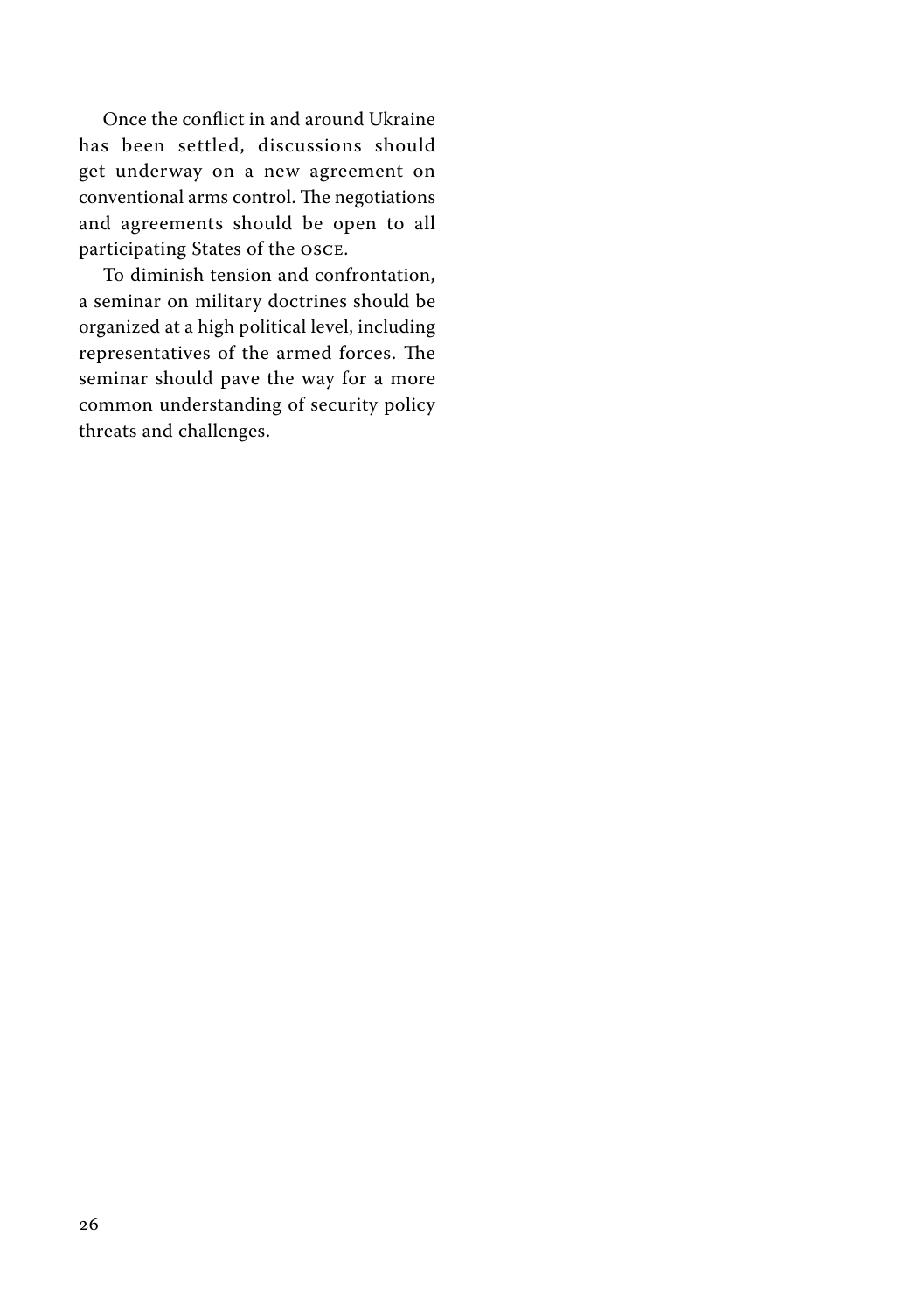Once the conflict in and around Ukraine has been settled, discussions should get underway on a new agreement on conventional arms control. The negotiations and agreements should be open to all participating States of the OSCE.

To diminish tension and confrontation, a seminar on military doctrines should be organized at a high political level, including representatives of the armed forces. The seminar should pave the way for a more common understanding of security policy threats and challenges.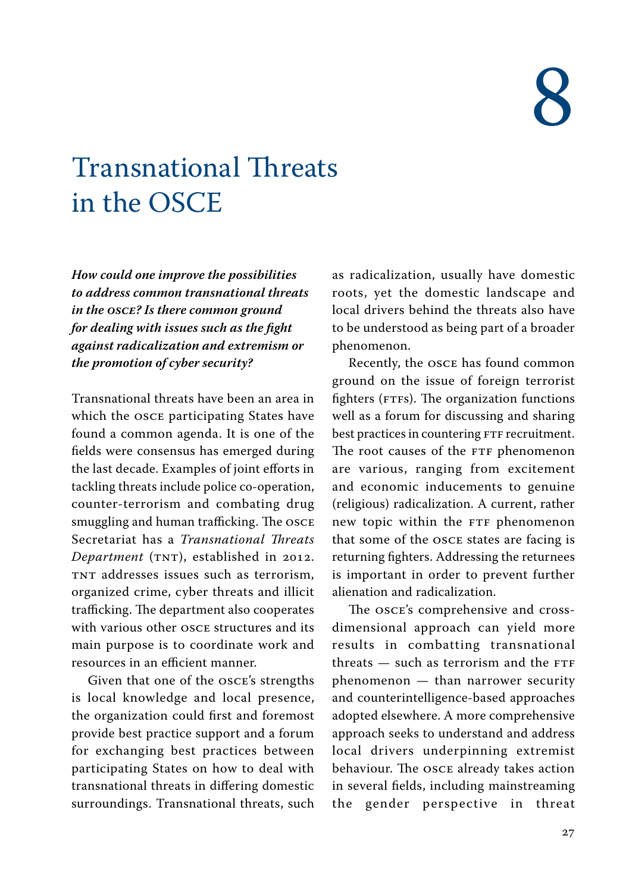# 8

# Transnational Threats in the OSCE

***How could one improve the possibilities to address common transnational threats in the OSCE? Is there common ground for dealing with issues such as the fight against radicalization and extremism or the promotion of cyber security?***

Transnational threats have been an area in which the OSCE participating States have found a common agenda. It is one of the fields were consensus has emerged during the last decade. Examples of joint efforts in tackling threats include police co-operation, counter-terrorism and combating drug smuggling and human trafficking. The OSCE Secretariat has a *Transnational Threats Department* (TNT), established in 2012. TNT addresses issues such as terrorism, organized crime, cyber threats and illicit trafficking. The department also cooperates with various other OSCE structures and its main purpose is to coordinate work and resources in an efficient manner.

Given that one of the OSCE's strengths is local knowledge and local presence, the organization could first and foremost provide best practice support and a forum for exchanging best practices between participating States on how to deal with transnational threats in differing domestic surroundings. Transnational threats, such as radicalization, usually have domestic roots, yet the domestic landscape and local drivers behind the threats also have to be understood as being part of a broader phenomenon.

Recently, the OSCE has found common ground on the issue of foreign terrorist fighters (FTFs). The organization functions well as a forum for discussing and sharing best practices in countering FTF recruitment. The root causes of the FTF phenomenon are various, ranging from excitement and economic inducements to genuine (religious) radicalization. A current, rather new topic within the FTF phenomenon that some of the OSCE states are facing is returning fighters. Addressing the returnees is important in order to prevent further alienation and radicalization.

The OSCE's comprehensive and cross-dimensional approach can yield more results in combatting transnational threats — such as terrorism and the FTF phenomenon — than narrower security and counterintelligence-based approaches adopted elsewhere. A more comprehensive approach seeks to understand and address local drivers underpinning extremist behaviour. The OSCE already takes action in several fields, including mainstreaming the gender perspective in threat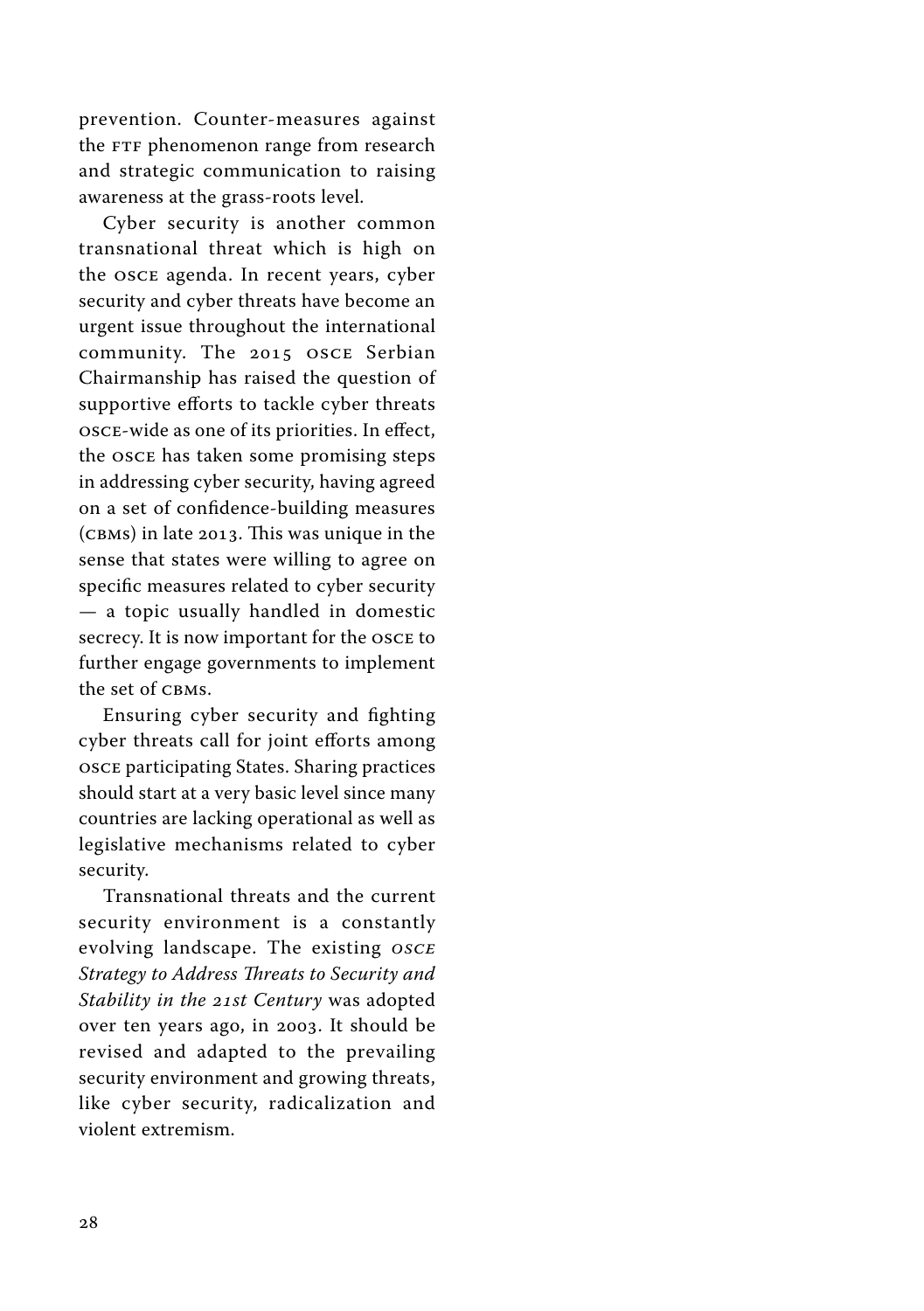prevention. Counter-measures against the FTF phenomenon range from research and strategic communication to raising awareness at the grass-roots level.

Cyber security is another common transnational threat which is high on the OSCE agenda. In recent years, cyber security and cyber threats have become an urgent issue throughout the international community. The 2015 OSCE Serbian Chairmanship has raised the question of supportive efforts to tackle cyber threats OSCE-wide as one of its priorities. In effect, the OSCE has taken some promising steps in addressing cyber security, having agreed on a set of confidence-building measures (CBMs) in late 2013. This was unique in the sense that states were willing to agree on specific measures related to cyber security — a topic usually handled in domestic secrecy. It is now important for the OSCE to further engage governments to implement the set of CBMs.

Ensuring cyber security and fighting cyber threats call for joint efforts among OSCE participating States. Sharing practices should start at a very basic level since many countries are lacking operational as well as legislative mechanisms related to cyber security.

Transnational threats and the current security environment is a constantly evolving landscape. The existing *OSCE Strategy to Address Threats to Security and Stability in the 21st Century* was adopted over ten years ago, in 2003. It should be revised and adapted to the prevailing security environment and growing threats, like cyber security, radicalization and violent extremism.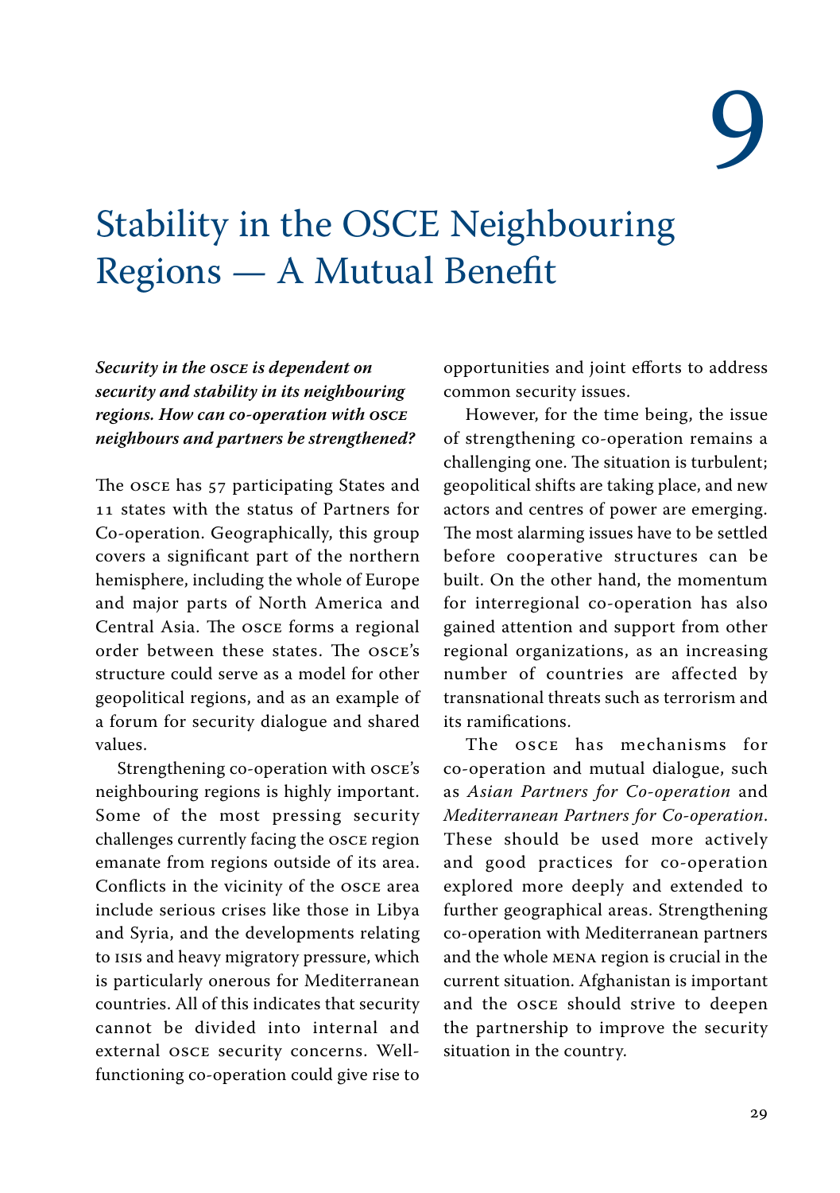# 9

# Stability in the OSCE Neighbouring Regions — A Mutual Benefit

***Security in the OSCE is dependent on security and stability in its neighbouring regions. How can co-operation with OSCE neighbours and partners be strengthened?***

The OSCE has 57 participating States and 11 states with the status of Partners for Co-operation. Geographically, this group covers a significant part of the northern hemisphere, including the whole of Europe and major parts of North America and Central Asia. The OSCE forms a regional order between these states. The OSCE's structure could serve as a model for other geopolitical regions, and as an example of a forum for security dialogue and shared values.

Strengthening co-operation with OSCE's neighbouring regions is highly important. Some of the most pressing security challenges currently facing the OSCE region emanate from regions outside of its area. Conflicts in the vicinity of the OSCE area include serious crises like those in Libya and Syria, and the developments relating to ISIS and heavy migratory pressure, which is particularly onerous for Mediterranean countries. All of this indicates that security cannot be divided into internal and external OSCE security concerns. Well-functioning co-operation could give rise to opportunities and joint efforts to address common security issues.

However, for the time being, the issue of strengthening co-operation remains a challenging one. The situation is turbulent; geopolitical shifts are taking place, and new actors and centres of power are emerging. The most alarming issues have to be settled before cooperative structures can be built. On the other hand, the momentum for interregional co-operation has also gained attention and support from other regional organizations, as an increasing number of countries are affected by transnational threats such as terrorism and its ramifications.

The OSCE has mechanisms for co-operation and mutual dialogue, such as *Asian Partners for Co-operation* and *Mediterranean Partners for Co-operation*. These should be used more actively and good practices for co-operation explored more deeply and extended to further geographical areas. Strengthening co-operation with Mediterranean partners and the whole MENA region is crucial in the current situation. Afghanistan is important and the OSCE should strive to deepen the partnership to improve the security situation in the country.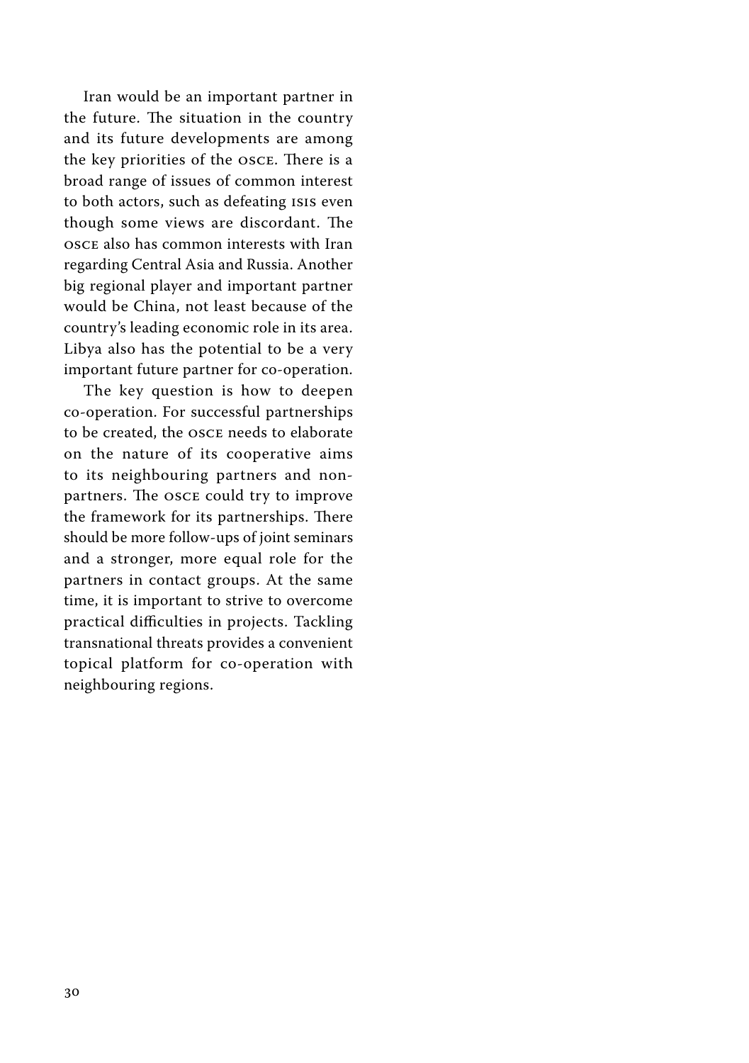Iran would be an important partner in the future. The situation in the country and its future developments are among the key priorities of the OSCE. There is a broad range of issues of common interest to both actors, such as defeating ISIS even though some views are discordant. The OSCE also has common interests with Iran regarding Central Asia and Russia. Another big regional player and important partner would be China, not least because of the country's leading economic role in its area. Libya also has the potential to be a very important future partner for co-operation.

The key question is how to deepen co-operation. For successful partnerships to be created, the OSCE needs to elaborate on the nature of its cooperative aims to its neighbouring partners and non-partners. The OSCE could try to improve the framework for its partnerships. There should be more follow-ups of joint seminars and a stronger, more equal role for the partners in contact groups. At the same time, it is important to strive to overcome practical difficulties in projects. Tackling transnational threats provides a convenient topical platform for co-operation with neighbouring regions.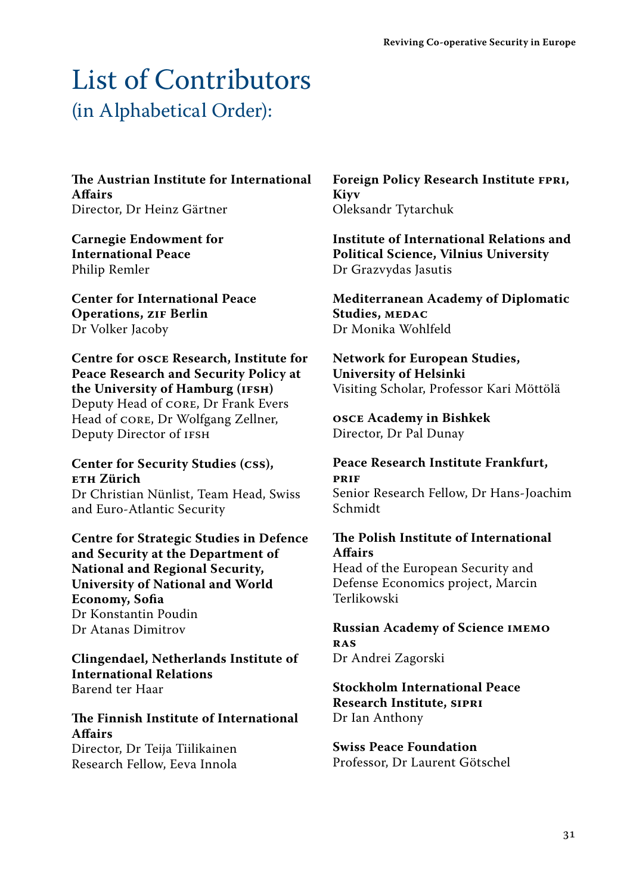# List of Contributors
## (in Alphabetical Order):

**The Austrian Institute for International Affairs**
Director, Dr Heinz Gärtner

**Carnegie Endowment for International Peace**
Philip Remler

**Center for International Peace Operations, ZIF Berlin**
Dr Volker Jacoby

**Centre for OSCE Research, Institute for Peace Research and Security Policy at the University of Hamburg (IFSH)**
Deputy Head of CORE, Dr Frank Evers
Head of CORE, Dr Wolfgang Zellner, Deputy Director of IFSH

**Center for Security Studies (CSS), ETH Zürich**
Dr Christian Nünlist, Team Head, Swiss and Euro-Atlantic Security

**Centre for Strategic Studies in Defence and Security at the Department of National and Regional Security, University of National and World Economy, Sofia**
Dr Konstantin Poudin
Dr Atanas Dimitrov

**Clingendael, Netherlands Institute of International Relations**
Barend ter Haar

**The Finnish Institute of International Affairs**
Director, Dr Teija Tiilikainen
Research Fellow, Eeva Innola

**Foreign Policy Research Institute FPRI, Kiyv**
Oleksandr Tytarchuk

**Institute of International Relations and Political Science, Vilnius University**
Dr Grazvydas Jasutis

**Mediterranean Academy of Diplomatic Studies, MEDAC**
Dr Monika Wohlfeld

**Network for European Studies, University of Helsinki**
Visiting Scholar, Professor Kari Möttölä

**OSCE Academy in Bishkek**
Director, Dr Pal Dunay

**Peace Research Institute Frankfurt, PRIF**
Senior Research Fellow, Dr Hans-Joachim Schmidt

**The Polish Institute of International Affairs**
Head of the European Security and Defense Economics project, Marcin Terlikowski

**Russian Academy of Science IMEMO RAS**
Dr Andrei Zagorski

**Stockholm International Peace Research Institute, SIPRI**
Dr Ian Anthony

**Swiss Peace Foundation**
Professor, Dr Laurent Götschel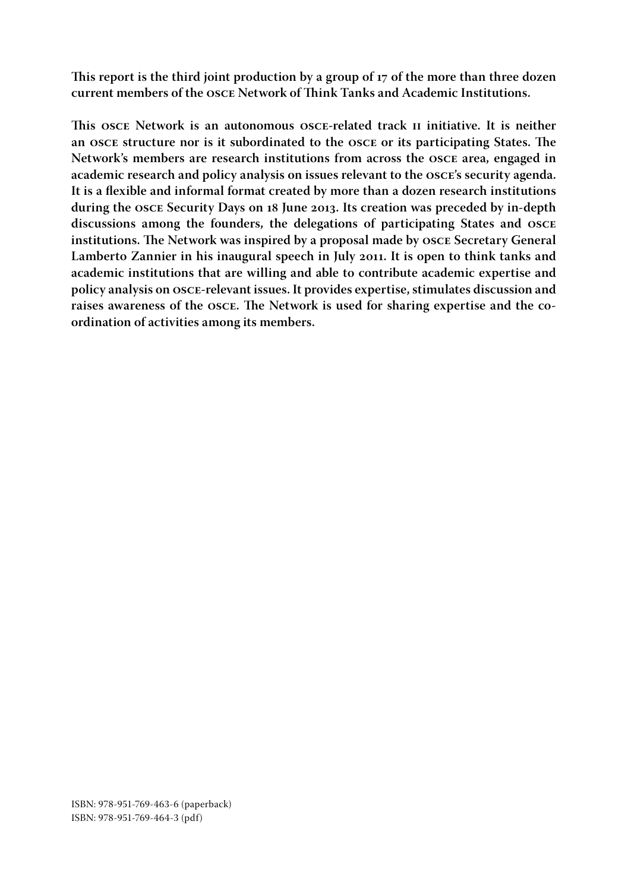**This report is the third joint production by a group of 17 of the more than three dozen current members of the OSCE Network of Think Tanks and Academic Institutions.**

**This OSCE Network is an autonomous OSCE-related track II initiative. It is neither an OSCE structure nor is it subordinated to the OSCE or its participating States. The Network's members are research institutions from across the OSCE area, engaged in academic research and policy analysis on issues relevant to the OSCE's security agenda. It is a flexible and informal format created by more than a dozen research institutions during the OSCE Security Days on 18 June 2013. Its creation was preceded by in-depth discussions among the founders, the delegations of participating States and OSCE institutions. The Network was inspired by a proposal made by OSCE Secretary General Lamberto Zannier in his inaugural speech in July 2011. It is open to think tanks and academic institutions that are willing and able to contribute academic expertise and policy analysis on OSCE-relevant issues. It provides expertise, stimulates discussion and raises awareness of the OSCE. The Network is used for sharing expertise and the co-ordination of activities among its members.**

ISBN: 978-951-769-463-6 (paperback)
ISBN: 978-951-769-464-3 (pdf)